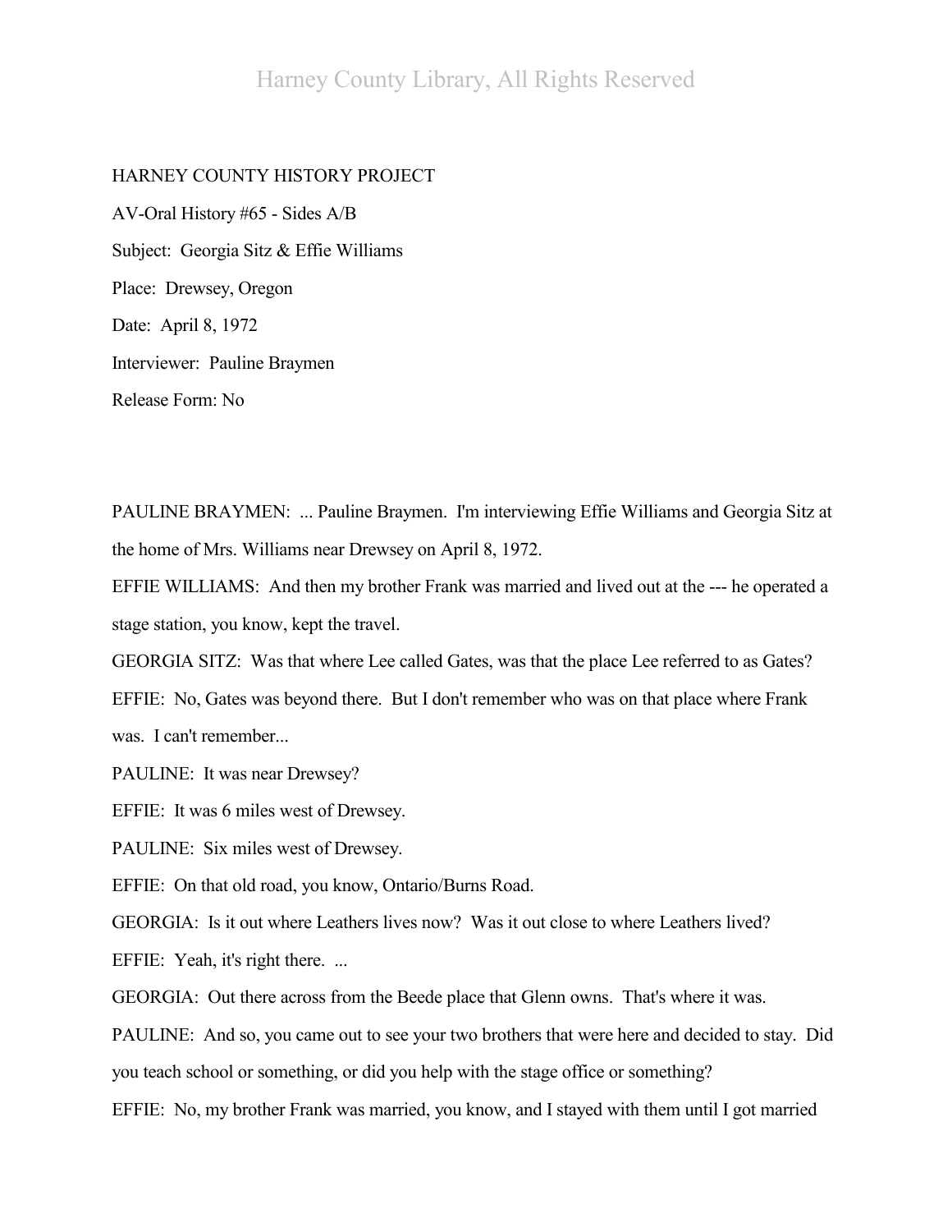HARNEY COUNTY HISTORY PROJECT

AV-Oral History #65 - Sides A/B

Subject: Georgia Sitz & Effie Williams

Place: Drewsey, Oregon

Date: April 8, 1972

Interviewer: Pauline Braymen

Release Form: No

PAULINE BRAYMEN: ... Pauline Braymen. I'm interviewing Effie Williams and Georgia Sitz at the home of Mrs. Williams near Drewsey on April 8, 1972.

EFFIE WILLIAMS: And then my brother Frank was married and lived out at the --- he operated a stage station, you know, kept the travel.

GEORGIA SITZ: Was that where Lee called Gates, was that the place Lee referred to as Gates?

EFFIE: No, Gates was beyond there. But I don't remember who was on that place where Frank was. I can't remember...

PAULINE: It was near Drewsey?

EFFIE: It was 6 miles west of Drewsey.

PAULINE: Six miles west of Drewsey.

EFFIE: On that old road, you know, Ontario/Burns Road.

GEORGIA: Is it out where Leathers lives now? Was it out close to where Leathers lived?

EFFIE: Yeah, it's right there. ...

GEORGIA: Out there across from the Beede place that Glenn owns. That's where it was.

PAULINE: And so, you came out to see your two brothers that were here and decided to stay. Did you teach school or something, or did you help with the stage office or something?

EFFIE: No, my brother Frank was married, you know, and I stayed with them until I got married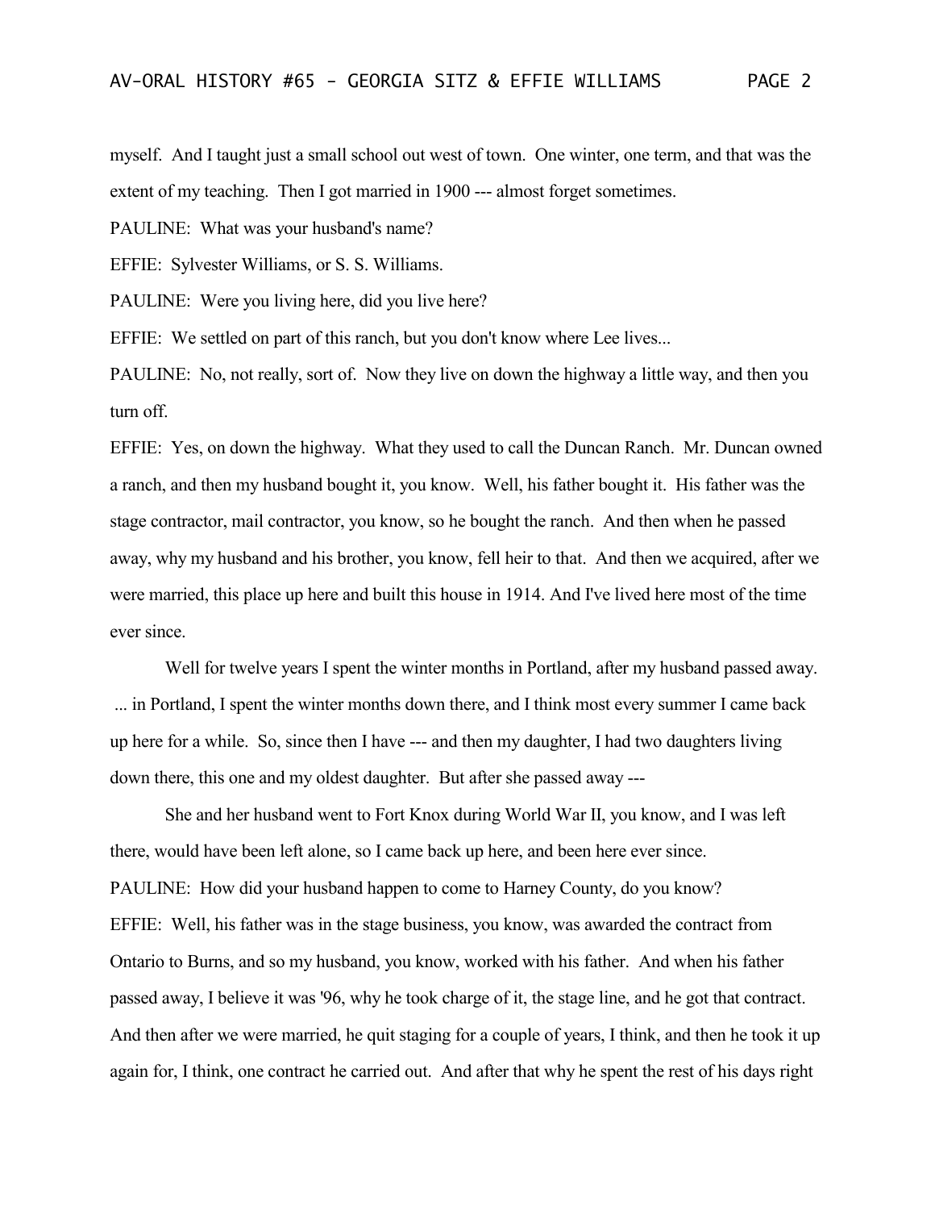myself. And I taught just a small school out west of town. One winter, one term, and that was the extent of my teaching. Then I got married in 1900 --- almost forget sometimes.

PAULINE: What was your husband's name?

EFFIE: Sylvester Williams, or S. S. Williams.

PAULINE: Were you living here, did you live here?

EFFIE: We settled on part of this ranch, but you don't know where Lee lives...

PAULINE: No, not really, sort of. Now they live on down the highway a little way, and then you turn off.

EFFIE: Yes, on down the highway. What they used to call the Duncan Ranch. Mr. Duncan owned a ranch, and then my husband bought it, you know. Well, his father bought it. His father was the stage contractor, mail contractor, you know, so he bought the ranch. And then when he passed away, why my husband and his brother, you know, fell heir to that. And then we acquired, after we were married, this place up here and built this house in 1914. And I've lived here most of the time ever since.

Well for twelve years I spent the winter months in Portland, after my husband passed away. ... in Portland, I spent the winter months down there, and I think most every summer I came back up here for a while. So, since then I have --- and then my daughter, I had two daughters living down there, this one and my oldest daughter. But after she passed away ---

She and her husband went to Fort Knox during World War II, you know, and I was left there, would have been left alone, so I came back up here, and been here ever since.

PAULINE: How did your husband happen to come to Harney County, do you know?

EFFIE: Well, his father was in the stage business, you know, was awarded the contract from Ontario to Burns, and so my husband, you know, worked with his father. And when his father passed away, I believe it was '96, why he took charge of it, the stage line, and he got that contract. And then after we were married, he quit staging for a couple of years, I think, and then he took it up again for, I think, one contract he carried out. And after that why he spent the rest of his days right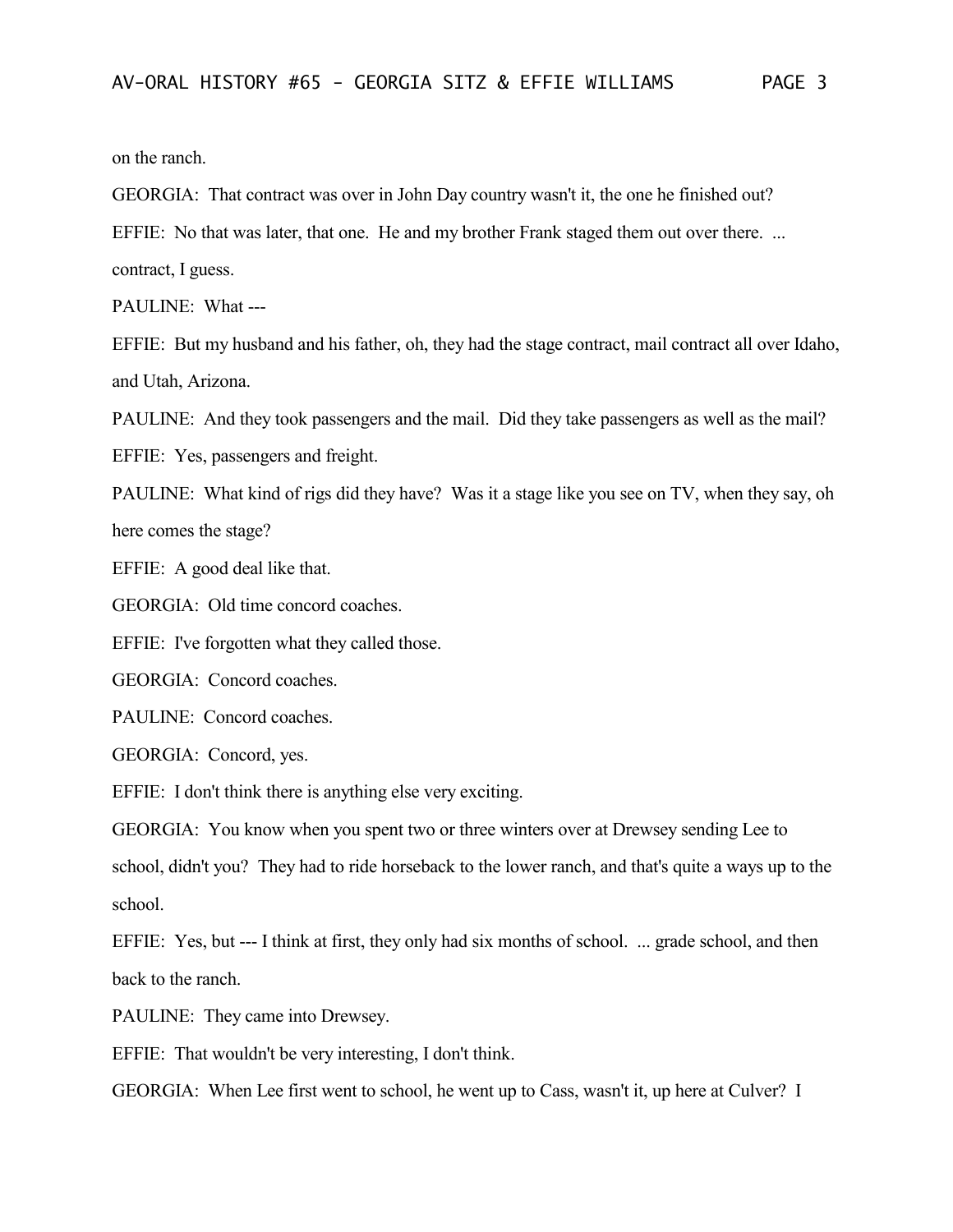on the ranch.

GEORGIA: That contract was over in John Day country wasn't it, the one he finished out?

EFFIE: No that was later, that one. He and my brother Frank staged them out over there. ... contract, I guess.

PAULINE: What ---

EFFIE: But my husband and his father, oh, they had the stage contract, mail contract all over Idaho, and Utah, Arizona.

PAULINE: And they took passengers and the mail. Did they take passengers as well as the mail?

EFFIE: Yes, passengers and freight.

PAULINE: What kind of rigs did they have? Was it a stage like you see on TV, when they say, oh here comes the stage?

EFFIE: A good deal like that.

GEORGIA: Old time concord coaches.

EFFIE: I've forgotten what they called those.

GEORGIA: Concord coaches.

PAULINE: Concord coaches.

GEORGIA: Concord, yes.

EFFIE: I don't think there is anything else very exciting.

GEORGIA: You know when you spent two or three winters over at Drewsey sending Lee to school, didn't you? They had to ride horseback to the lower ranch, and that's quite a ways up to the school.

EFFIE: Yes, but --- I think at first, they only had six months of school. ... grade school, and then back to the ranch.

PAULINE: They came into Drewsey.

EFFIE: That wouldn't be very interesting, I don't think.

GEORGIA: When Lee first went to school, he went up to Cass, wasn't it, up here at Culver? I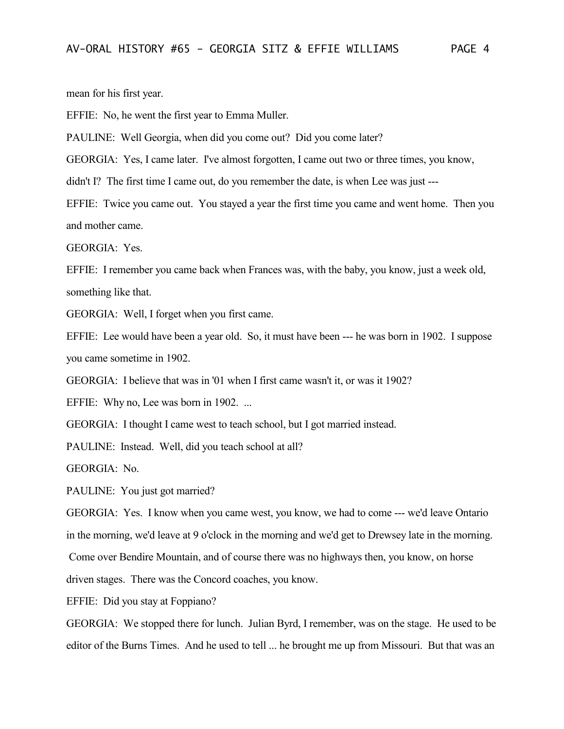mean for his first year.

EFFIE: No, he went the first year to Emma Muller.

PAULINE: Well Georgia, when did you come out? Did you come later?

GEORGIA: Yes, I came later. I've almost forgotten, I came out two or three times, you know, didn't I? The first time I came out, do you remember the date, is when Lee was just ---

EFFIE: Twice you came out. You stayed a year the first time you came and went home. Then you and mother came.

GEORGIA: Yes.

EFFIE: I remember you came back when Frances was, with the baby, you know, just a week old, something like that.

GEORGIA: Well, I forget when you first came.

EFFIE: Lee would have been a year old. So, it must have been --- he was born in 1902. I suppose you came sometime in 1902.

GEORGIA: I believe that was in '01 when I first came wasn't it, or was it 1902?

EFFIE: Why no, Lee was born in 1902. ...

GEORGIA: I thought I came west to teach school, but I got married instead.

PAULINE: Instead. Well, did you teach school at all?

GEORGIA: No.

PAULINE: You just got married?

GEORGIA: Yes. I know when you came west, you know, we had to come --- we'd leave Ontario in the morning, we'd leave at 9 o'clock in the morning and we'd get to Drewsey late in the morning. Come over Bendire Mountain, and of course there was no highways then, you know, on horse driven stages. There was the Concord coaches, you know.

EFFIE: Did you stay at Foppiano?

GEORGIA: We stopped there for lunch. Julian Byrd, I remember, was on the stage. He used to be editor of the Burns Times. And he used to tell ... he brought me up from Missouri. But that was an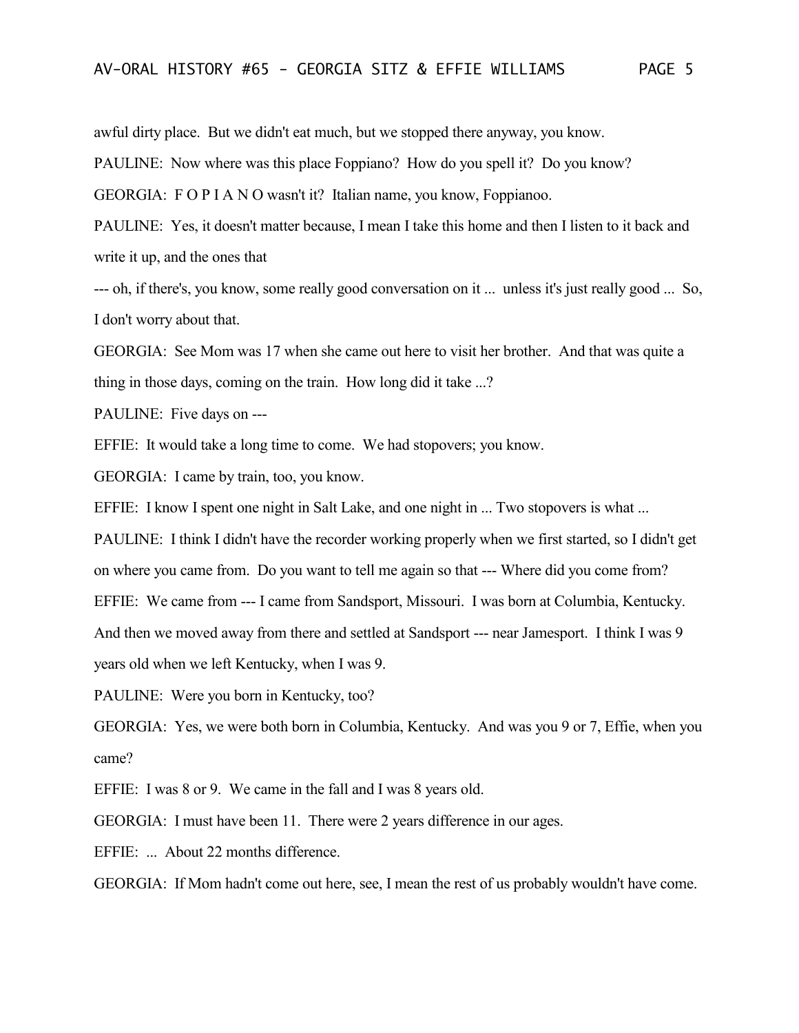awful dirty place. But we didn't eat much, but we stopped there anyway, you know.

PAULINE: Now where was this place Foppiano? How do you spell it? Do you know?

GEORGIA: F O P I A N O wasn't it? Italian name, you know, Foppianoo.

PAULINE: Yes, it doesn't matter because, I mean I take this home and then I listen to it back and write it up, and the ones that

--- oh, if there's, you know, some really good conversation on it ... unless it's just really good ... So, I don't worry about that.

GEORGIA: See Mom was 17 when she came out here to visit her brother. And that was quite a thing in those days, coming on the train. How long did it take ...?

PAULINE: Five days on ---

EFFIE: It would take a long time to come. We had stopovers; you know.

GEORGIA: I came by train, too, you know.

EFFIE: I know I spent one night in Salt Lake, and one night in ... Two stopovers is what ...

PAULINE: I think I didn't have the recorder working properly when we first started, so I didn't get on where you came from. Do you want to tell me again so that --- Where did you come from?

EFFIE: We came from --- I came from Sandsport, Missouri. I was born at Columbia, Kentucky. And then we moved away from there and settled at Sandsport --- near Jamesport. I think I was 9 years old when we left Kentucky, when I was 9.

PAULINE: Were you born in Kentucky, too?

GEORGIA: Yes, we were both born in Columbia, Kentucky. And was you 9 or 7, Effie, when you came?

EFFIE: I was 8 or 9. We came in the fall and I was 8 years old.

GEORGIA: I must have been 11. There were 2 years difference in our ages.

EFFIE: ... About 22 months difference.

GEORGIA: If Mom hadn't come out here, see, I mean the rest of us probably wouldn't have come.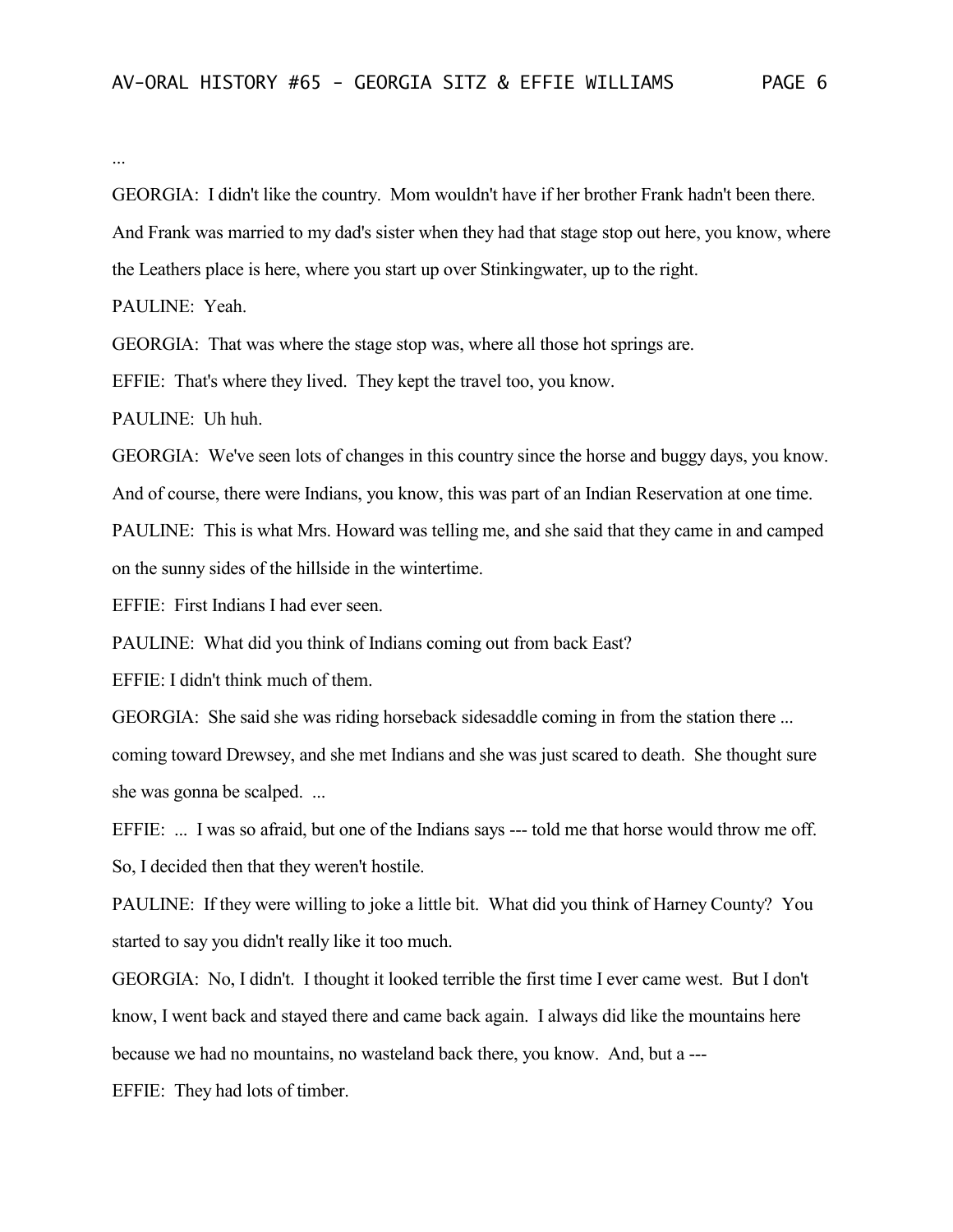...

GEORGIA: I didn't like the country. Mom wouldn't have if her brother Frank hadn't been there. And Frank was married to my dad's sister when they had that stage stop out here, you know, where the Leathers place is here, where you start up over Stinkingwater, up to the right.

PAULINE: Yeah.

GEORGIA: That was where the stage stop was, where all those hot springs are.

EFFIE: That's where they lived. They kept the travel too, you know.

PAULINE: Uh huh.

GEORGIA: We've seen lots of changes in this country since the horse and buggy days, you know. And of course, there were Indians, you know, this was part of an Indian Reservation at one time.

PAULINE: This is what Mrs. Howard was telling me, and she said that they came in and camped on the sunny sides of the hillside in the wintertime.

EFFIE: First Indians I had ever seen.

PAULINE: What did you think of Indians coming out from back East?

EFFIE: I didn't think much of them.

GEORGIA: She said she was riding horseback sidesaddle coming in from the station there ... coming toward Drewsey, and she met Indians and she was just scared to death. She thought sure she was gonna be scalped. ...

EFFIE: ... I was so afraid, but one of the Indians says --- told me that horse would throw me off. So, I decided then that they weren't hostile.

PAULINE: If they were willing to joke a little bit. What did you think of Harney County? You started to say you didn't really like it too much.

GEORGIA: No, I didn't. I thought it looked terrible the first time I ever came west. But I don't know, I went back and stayed there and came back again. I always did like the mountains here because we had no mountains, no wasteland back there, you know. And, but a ---

EFFIE: They had lots of timber.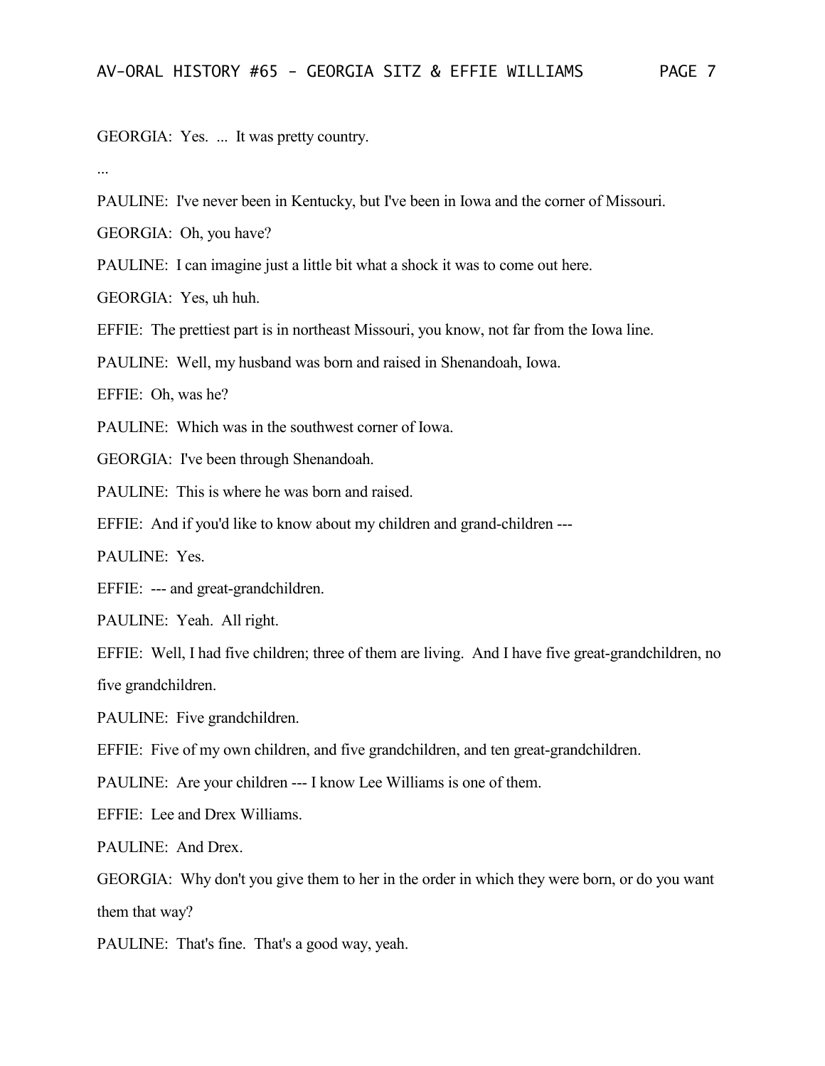GEORGIA: Yes. ... It was pretty country.

...

PAULINE: I've never been in Kentucky, but I've been in Iowa and the corner of Missouri.

GEORGIA: Oh, you have?

PAULINE: I can imagine just a little bit what a shock it was to come out here.

GEORGIA: Yes, uh huh.

EFFIE: The prettiest part is in northeast Missouri, you know, not far from the Iowa line.

PAULINE: Well, my husband was born and raised in Shenandoah, Iowa.

EFFIE: Oh, was he?

PAULINE: Which was in the southwest corner of Iowa.

GEORGIA: I've been through Shenandoah.

PAULINE: This is where he was born and raised.

EFFIE: And if you'd like to know about my children and grand-children ---

PAULINE: Yes.

EFFIE: --- and great-grandchildren.

PAULINE: Yeah. All right.

EFFIE: Well, I had five children; three of them are living. And I have five great-grandchildren, no five grandchildren.

PAULINE: Five grandchildren.

EFFIE: Five of my own children, and five grandchildren, and ten great-grandchildren.

PAULINE: Are your children --- I know Lee Williams is one of them.

EFFIE: Lee and Drex Williams.

PAULINE: And Drex.

GEORGIA: Why don't you give them to her in the order in which they were born, or do you want them that way?

PAULINE: That's fine. That's a good way, yeah.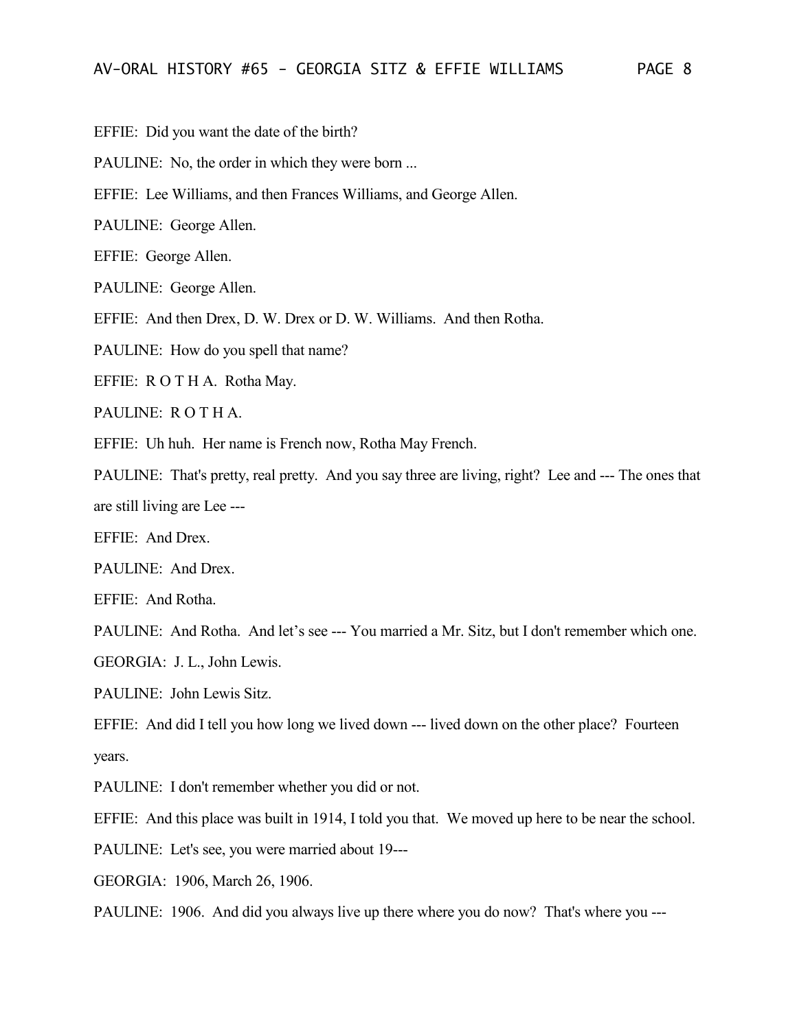EFFIE: Did you want the date of the birth?

PAULINE: No, the order in which they were born ...

EFFIE: Lee Williams, and then Frances Williams, and George Allen.

PAULINE: George Allen.

EFFIE: George Allen.

PAULINE: George Allen.

EFFIE: And then Drex, D. W. Drex or D. W. Williams. And then Rotha.

PAULINE: How do you spell that name?

EFFIE: R O T H A. Rotha May.

PAULINE: R O T H A.

EFFIE: Uh huh. Her name is French now, Rotha May French.

PAULINE: That's pretty, real pretty. And you say three are living, right? Lee and --- The ones that are still living are Lee ---

EFFIE: And Drex.

PAULINE: And Drex.

EFFIE: And Rotha.

PAULINE: And Rotha. And let's see --- You married a Mr. Sitz, but I don't remember which one.

GEORGIA: J. L., John Lewis.

PAULINE: John Lewis Sitz.

EFFIE: And did I tell you how long we lived down --- lived down on the other place? Fourteen years.

PAULINE: I don't remember whether you did or not.

EFFIE: And this place was built in 1914, I told you that. We moved up here to be near the school.

PAULINE: Let's see, you were married about 19---

GEORGIA: 1906, March 26, 1906.

PAULINE: 1906. And did you always live up there where you do now? That's where you ---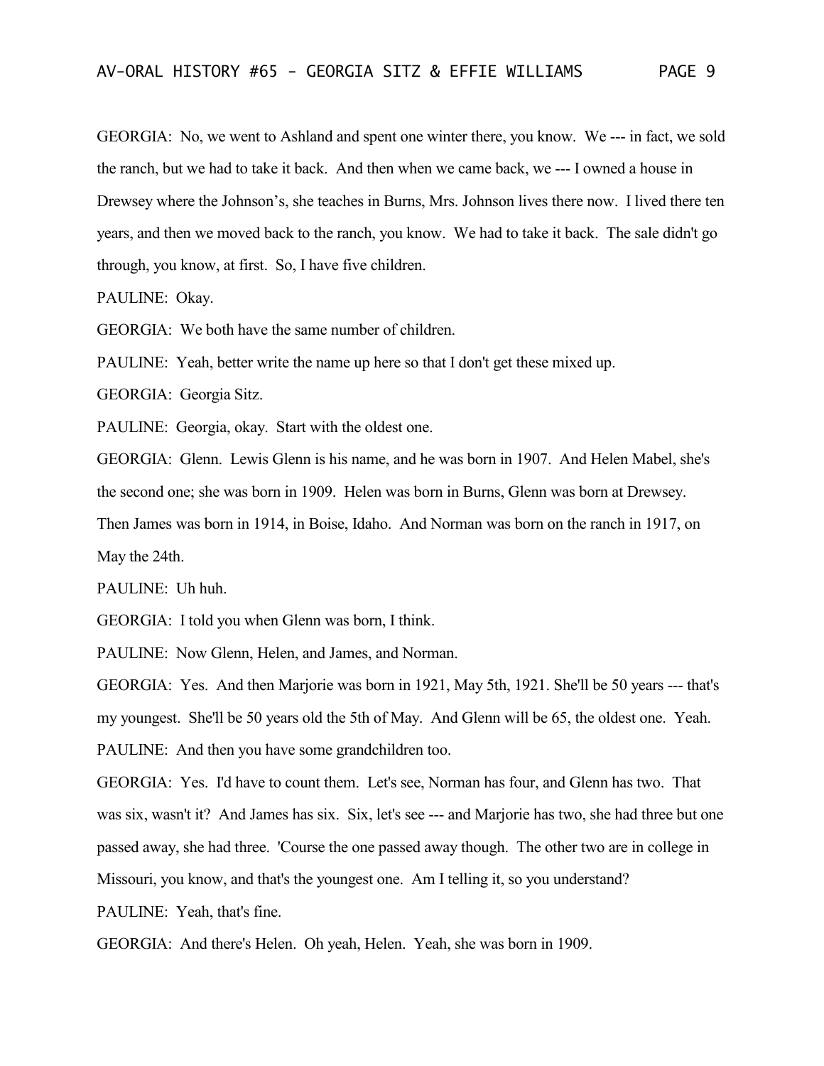GEORGIA: No, we went to Ashland and spent one winter there, you know. We --- in fact, we sold the ranch, but we had to take it back. And then when we came back, we --- I owned a house in Drewsey where the Johnson's, she teaches in Burns, Mrs. Johnson lives there now. I lived there ten years, and then we moved back to the ranch, you know. We had to take it back. The sale didn't go through, you know, at first. So, I have five children.

PAULINE: Okay.

GEORGIA: We both have the same number of children.

PAULINE: Yeah, better write the name up here so that I don't get these mixed up.

GEORGIA: Georgia Sitz.

PAULINE: Georgia, okay. Start with the oldest one.

GEORGIA: Glenn. Lewis Glenn is his name, and he was born in 1907. And Helen Mabel, she's the second one; she was born in 1909. Helen was born in Burns, Glenn was born at Drewsey. Then James was born in 1914, in Boise, Idaho. And Norman was born on the ranch in 1917, on May the 24th.

PAULINE: Uh huh.

GEORGIA: I told you when Glenn was born, I think.

PAULINE: Now Glenn, Helen, and James, and Norman.

GEORGIA: Yes. And then Marjorie was born in 1921, May 5th, 1921. She'll be 50 years --- that's my youngest. She'll be 50 years old the 5th of May. And Glenn will be 65, the oldest one. Yeah.

PAULINE: And then you have some grandchildren too.

GEORGIA: Yes. I'd have to count them. Let's see, Norman has four, and Glenn has two. That was six, wasn't it? And James has six. Six, let's see --- and Marjorie has two, she had three but one passed away, she had three. 'Course the one passed away though. The other two are in college in Missouri, you know, and that's the youngest one. Am I telling it, so you understand?

PAULINE: Yeah, that's fine.

GEORGIA: And there's Helen. Oh yeah, Helen. Yeah, she was born in 1909.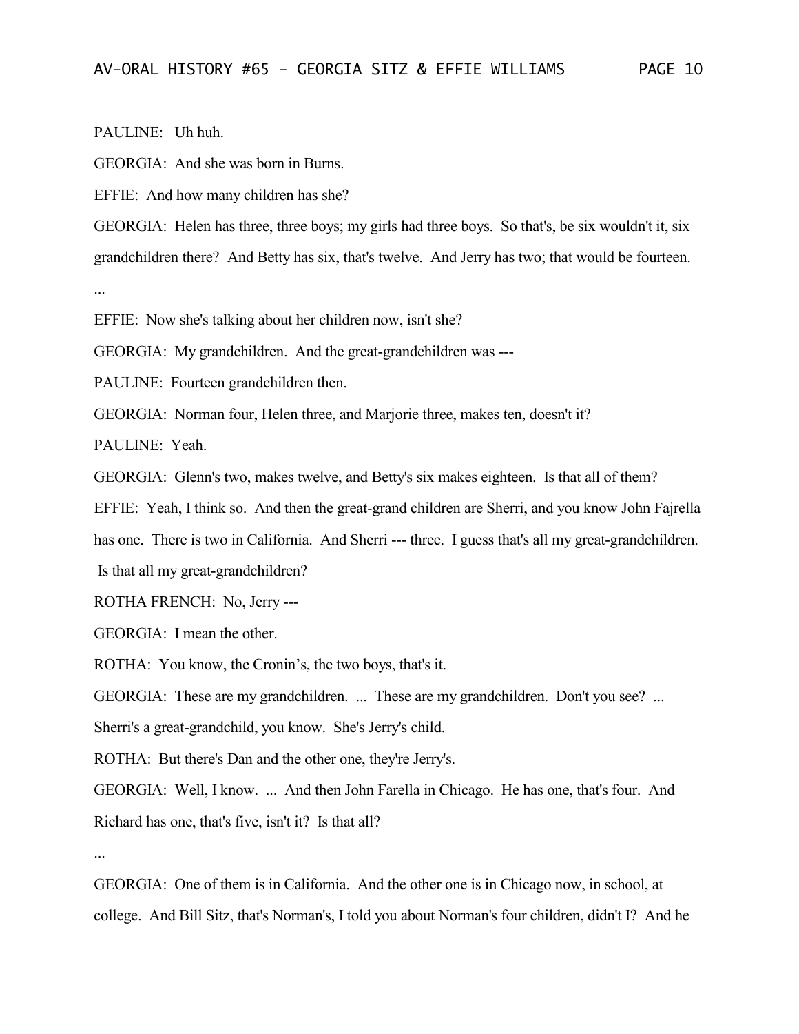PAULINE: Uh huh.

GEORGIA: And she was born in Burns.

EFFIE: And how many children has she?

GEORGIA: Helen has three, three boys; my girls had three boys. So that's, be six wouldn't it, six grandchildren there? And Betty has six, that's twelve. And Jerry has two; that would be fourteen.

...

EFFIE: Now she's talking about her children now, isn't she?

GEORGIA: My grandchildren. And the great-grandchildren was ---

PAULINE: Fourteen grandchildren then.

GEORGIA: Norman four, Helen three, and Marjorie three, makes ten, doesn't it?

PAULINE: Yeah.

GEORGIA: Glenn's two, makes twelve, and Betty's six makes eighteen. Is that all of them?

EFFIE: Yeah, I think so. And then the great-grand children are Sherri, and you know John Fajrella has one. There is two in California. And Sherri --- three. I guess that's all my great-grandchildren. Is that all my great-grandchildren?

ROTHA FRENCH: No, Jerry ---

GEORGIA: I mean the other.

ROTHA: You know, the Cronin's, the two boys, that's it.

GEORGIA: These are my grandchildren. ... These are my grandchildren. Don't you see? ... Sherri's a great-grandchild, you know. She's Jerry's child.

ROTHA: But there's Dan and the other one, they're Jerry's.

GEORGIA: Well, I know. ... And then John Farella in Chicago. He has one, that's four. And Richard has one, that's five, isn't it? Is that all?

...

GEORGIA: One of them is in California. And the other one is in Chicago now, in school, at college. And Bill Sitz, that's Norman's, I told you about Norman's four children, didn't I? And he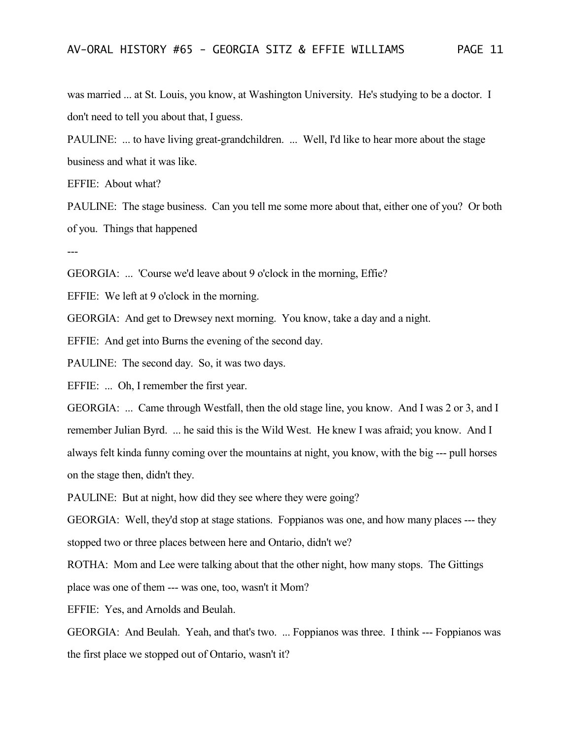was married ... at St. Louis, you know, at Washington University. He's studying to be a doctor. I don't need to tell you about that, I guess.

PAULINE: ... to have living great-grandchildren. ... Well, I'd like to hear more about the stage business and what it was like.

EFFIE: About what?

PAULINE: The stage business. Can you tell me some more about that, either one of you? Or both of you. Things that happened

---

GEORGIA: ... 'Course we'd leave about 9 o'clock in the morning, Effie?

EFFIE: We left at 9 o'clock in the morning.

GEORGIA: And get to Drewsey next morning. You know, take a day and a night.

EFFIE: And get into Burns the evening of the second day.

PAULINE: The second day. So, it was two days.

EFFIE: ... Oh, I remember the first year.

GEORGIA: ... Came through Westfall, then the old stage line, you know. And I was 2 or 3, and I remember Julian Byrd. ... he said this is the Wild West. He knew I was afraid; you know. And I always felt kinda funny coming over the mountains at night, you know, with the big --- pull horses on the stage then, didn't they.

PAULINE: But at night, how did they see where they were going?

GEORGIA: Well, they'd stop at stage stations. Foppianos was one, and how many places --- they stopped two or three places between here and Ontario, didn't we?

ROTHA: Mom and Lee were talking about that the other night, how many stops. The Gittings place was one of them --- was one, too, wasn't it Mom?

EFFIE: Yes, and Arnolds and Beulah.

GEORGIA: And Beulah. Yeah, and that's two. ... Foppianos was three. I think --- Foppianos was the first place we stopped out of Ontario, wasn't it?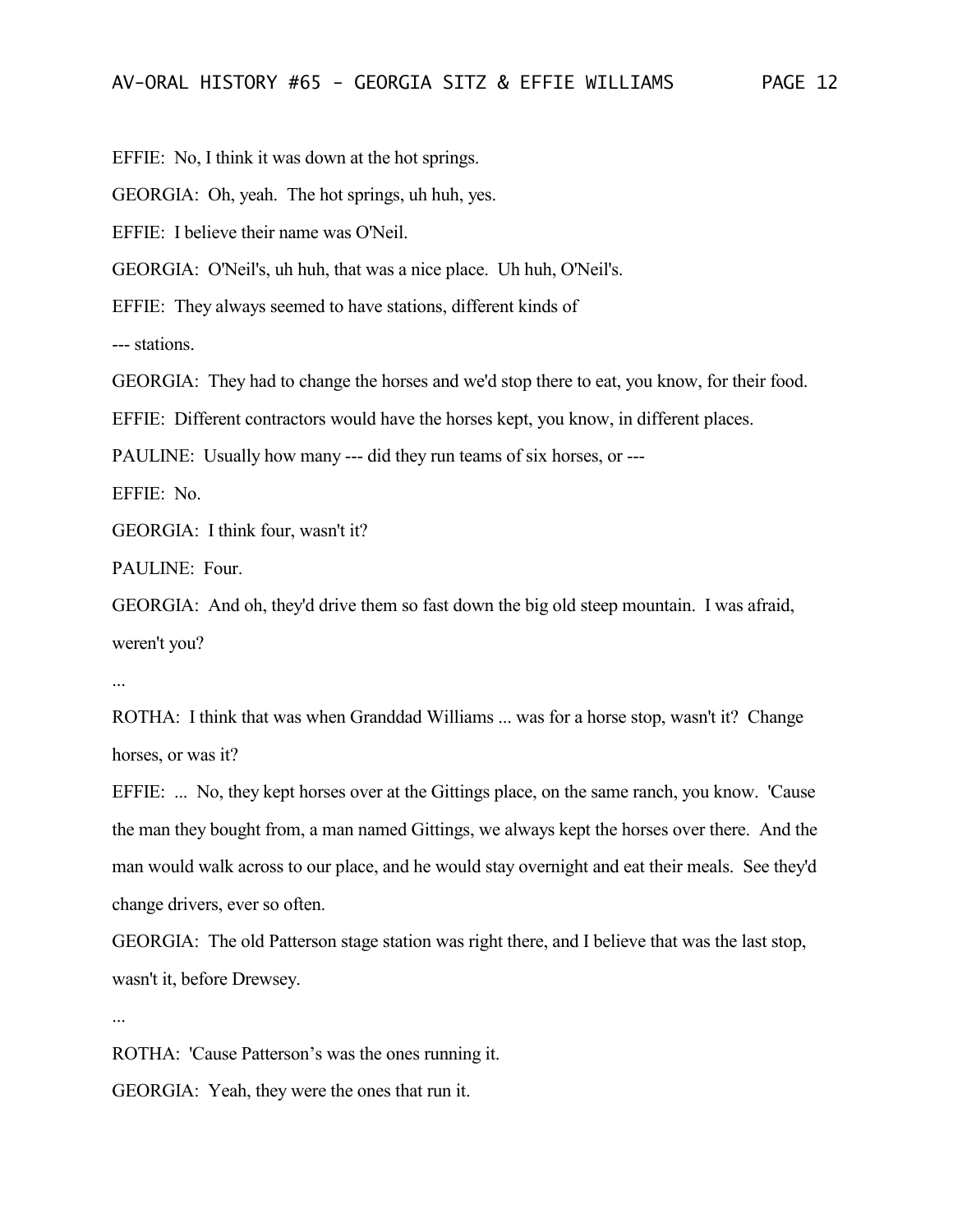EFFIE: No, I think it was down at the hot springs.

GEORGIA: Oh, yeah. The hot springs, uh huh, yes.

EFFIE: I believe their name was O'Neil.

GEORGIA: O'Neil's, uh huh, that was a nice place. Uh huh, O'Neil's.

EFFIE: They always seemed to have stations, different kinds of
--- stations.

GEORGIA: They had to change the horses and we'd stop there to eat, you know, for their food.

EFFIE: Different contractors would have the horses kept, you know, in different places.

PAULINE: Usually how many --- did they run teams of six horses, or ---

EFFIE: No.

GEORGIA: I think four, wasn't it?

PAULINE: Four.

GEORGIA: And oh, they'd drive them so fast down the big old steep mountain. I was afraid, weren't you?

...

ROTHA: I think that was when Granddad Williams ... was for a horse stop, wasn't it? Change horses, or was it?

EFFIE: ... No, they kept horses over at the Gittings place, on the same ranch, you know. 'Cause the man they bought from, a man named Gittings, we always kept the horses over there. And the man would walk across to our place, and he would stay overnight and eat their meals. See they'd change drivers, ever so often.

GEORGIA: The old Patterson stage station was right there, and I believe that was the last stop, wasn't it, before Drewsey.

...

ROTHA: 'Cause Patterson's was the ones running it.

GEORGIA: Yeah, they were the ones that run it.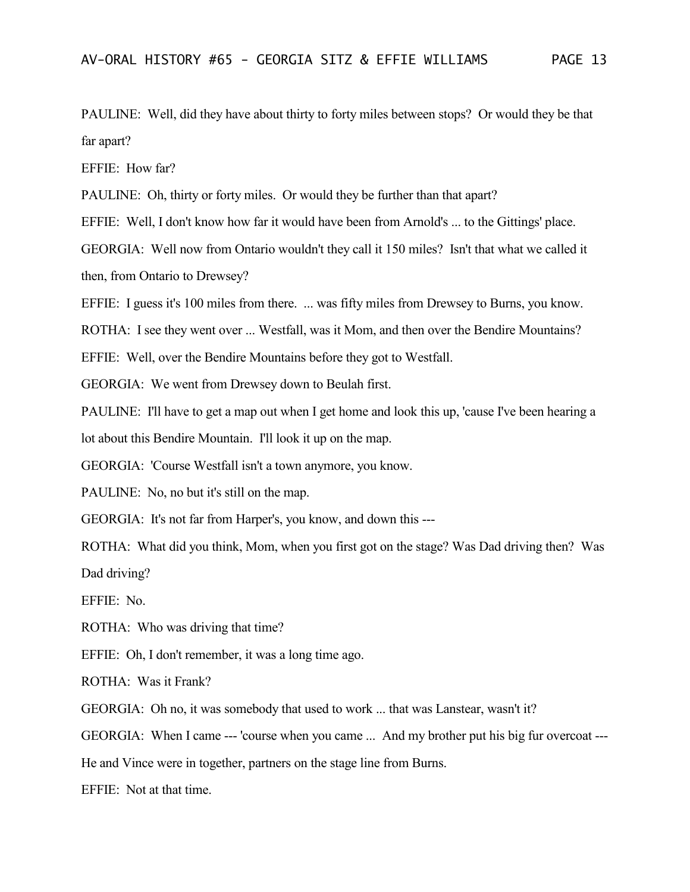PAULINE: Well, did they have about thirty to forty miles between stops? Or would they be that far apart?

EFFIE: How far?

PAULINE: Oh, thirty or forty miles. Or would they be further than that apart?

EFFIE: Well, I don't know how far it would have been from Arnold's ... to the Gittings' place.

GEORGIA: Well now from Ontario wouldn't they call it 150 miles? Isn't that what we called it then, from Ontario to Drewsey?

EFFIE: I guess it's 100 miles from there. ... was fifty miles from Drewsey to Burns, you know.

ROTHA: I see they went over ... Westfall, was it Mom, and then over the Bendire Mountains?

EFFIE: Well, over the Bendire Mountains before they got to Westfall.

GEORGIA: We went from Drewsey down to Beulah first.

PAULINE: I'll have to get a map out when I get home and look this up, 'cause I've been hearing a lot about this Bendire Mountain. I'll look it up on the map.

GEORGIA: 'Course Westfall isn't a town anymore, you know.

PAULINE: No, no but it's still on the map.

GEORGIA: It's not far from Harper's, you know, and down this ---

ROTHA: What did you think, Mom, when you first got on the stage? Was Dad driving then? Was Dad driving?

EFFIE: No.

ROTHA: Who was driving that time?

EFFIE: Oh, I don't remember, it was a long time ago.

ROTHA: Was it Frank?

GEORGIA: Oh no, it was somebody that used to work ... that was Lanstear, wasn't it?

GEORGIA: When I came --- 'course when you came ... And my brother put his big fur overcoat --- He and Vince were in together, partners on the stage line from Burns.

EFFIE: Not at that time.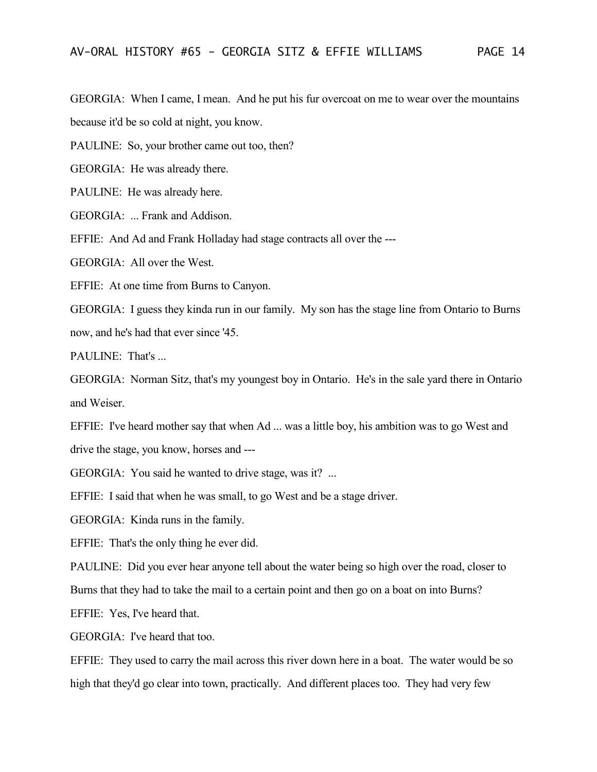GEORGIA: When I came, I mean. And he put his fur overcoat on me to wear over the mountains because it'd be so cold at night, you know.

PAULINE: So, your brother came out too, then?

GEORGIA: He was already there.

PAULINE: He was already here.

GEORGIA: ... Frank and Addison.

EFFIE: And Ad and Frank Holladay had stage contracts all over the ---

GEORGIA: All over the West.

EFFIE: At one time from Burns to Canyon.

GEORGIA: I guess they kinda run in our family. My son has the stage line from Ontario to Burns now, and he's had that ever since '45.

PAULINE: That's ...

GEORGIA: Norman Sitz, that's my youngest boy in Ontario. He's in the sale yard there in Ontario and Weiser.

EFFIE: I've heard mother say that when Ad ... was a little boy, his ambition was to go West and drive the stage, you know, horses and ---

GEORGIA: You said he wanted to drive stage, was it? ...

EFFIE: I said that when he was small, to go West and be a stage driver.

GEORGIA: Kinda runs in the family.

EFFIE: That's the only thing he ever did.

PAULINE: Did you ever hear anyone tell about the water being so high over the road, closer to Burns that they had to take the mail to a certain point and then go on a boat on into Burns?

EFFIE: Yes, I've heard that.

GEORGIA: I've heard that too.

EFFIE: They used to carry the mail across this river down here in a boat. The water would be so high that they'd go clear into town, practically. And different places too. They had very few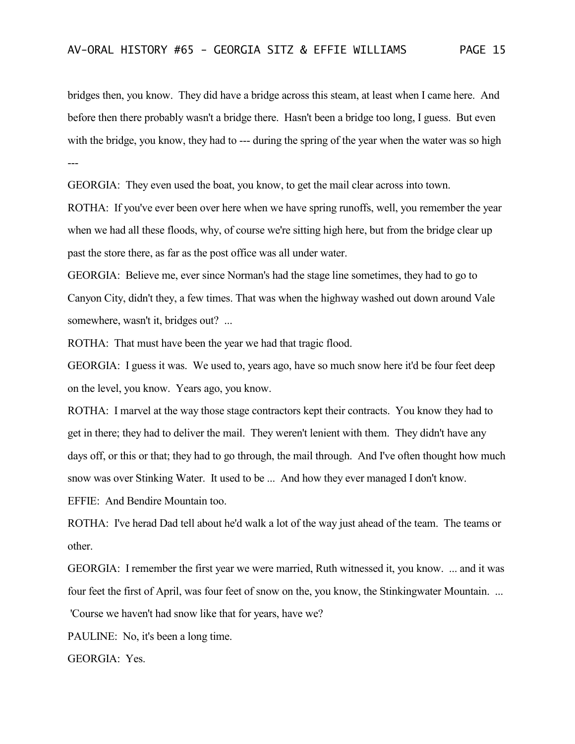bridges then, you know. They did have a bridge across this steam, at least when I came here. And before then there probably wasn't a bridge there. Hasn't been a bridge too long, I guess. But even with the bridge, you know, they had to --- during the spring of the year when the water was so high ---

GEORGIA: They even used the boat, you know, to get the mail clear across into town.

ROTHA: If you've ever been over here when we have spring runoffs, well, you remember the year when we had all these floods, why, of course we're sitting high here, but from the bridge clear up past the store there, as far as the post office was all under water.

GEORGIA: Believe me, ever since Norman's had the stage line sometimes, they had to go to Canyon City, didn't they, a few times. That was when the highway washed out down around Vale somewhere, wasn't it, bridges out? ...

ROTHA: That must have been the year we had that tragic flood.

GEORGIA: I guess it was. We used to, years ago, have so much snow here it'd be four feet deep on the level, you know. Years ago, you know.

ROTHA: I marvel at the way those stage contractors kept their contracts. You know they had to get in there; they had to deliver the mail. They weren't lenient with them. They didn't have any days off, or this or that; they had to go through, the mail through. And I've often thought how much snow was over Stinking Water. It used to be ... And how they ever managed I don't know.

EFFIE: And Bendire Mountain too.

ROTHA: I've herad Dad tell about he'd walk a lot of the way just ahead of the team. The teams or other.

GEORGIA: I remember the first year we were married, Ruth witnessed it, you know. ... and it was four feet the first of April, was four feet of snow on the, you know, the Stinkingwater Mountain. ... 'Course we haven't had snow like that for years, have we?

PAULINE: No, it's been a long time.

GEORGIA: Yes.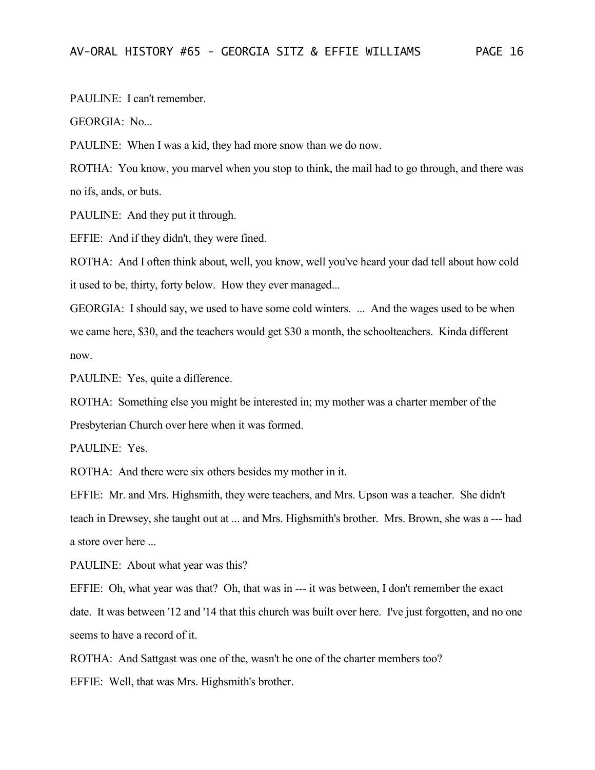PAULINE: I can't remember.

GEORGIA: No...

PAULINE: When I was a kid, they had more snow than we do now.

ROTHA: You know, you marvel when you stop to think, the mail had to go through, and there was no ifs, ands, or buts.

PAULINE: And they put it through.

EFFIE: And if they didn't, they were fined.

ROTHA: And I often think about, well, you know, well you've heard your dad tell about how cold it used to be, thirty, forty below. How they ever managed...

GEORGIA: I should say, we used to have some cold winters. ... And the wages used to be when we came here, $30, and the teachers would get $30 a month, the schoolteachers. Kinda different now.

PAULINE: Yes, quite a difference.

ROTHA: Something else you might be interested in; my mother was a charter member of the Presbyterian Church over here when it was formed.

PAULINE: Yes.

ROTHA: And there were six others besides my mother in it.

EFFIE: Mr. and Mrs. Highsmith, they were teachers, and Mrs. Upson was a teacher. She didn't teach in Drewsey, she taught out at ... and Mrs. Highsmith's brother. Mrs. Brown, she was a --- had a store over here ...

PAULINE: About what year was this?

EFFIE: Oh, what year was that? Oh, that was in --- it was between, I don't remember the exact date. It was between '12 and '14 that this church was built over here. I've just forgotten, and no one seems to have a record of it.

ROTHA: And Sattgast was one of the, wasn't he one of the charter members too?

EFFIE: Well, that was Mrs. Highsmith's brother.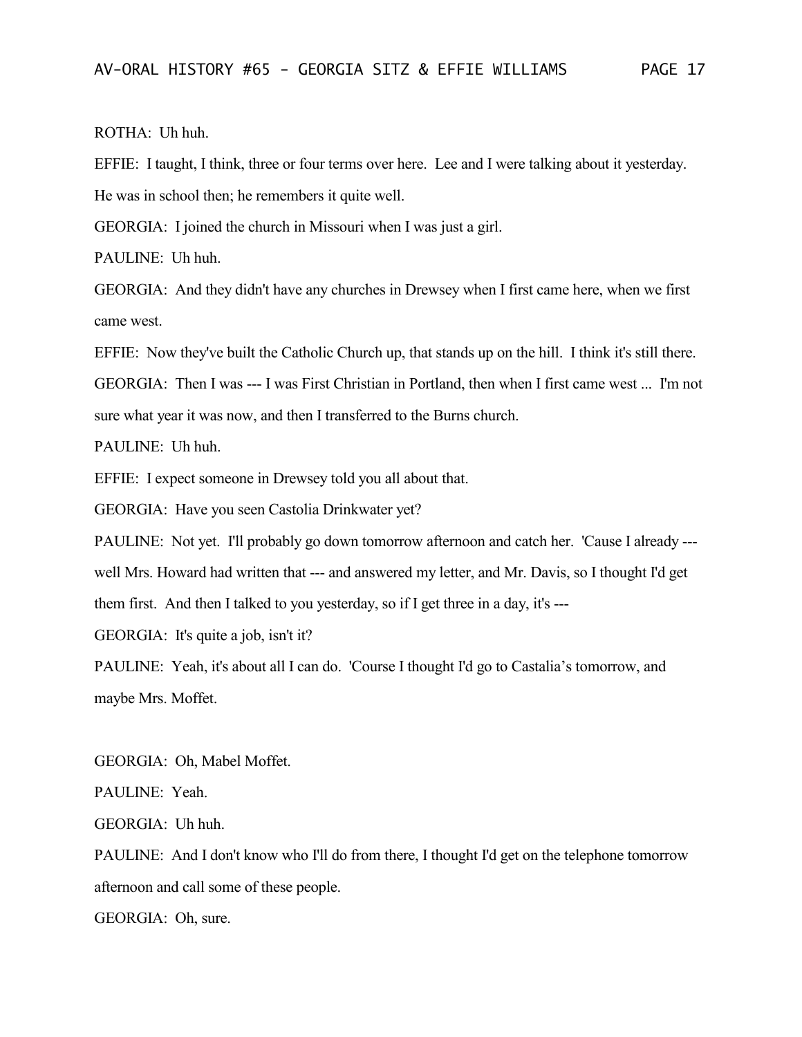ROTHA: Uh huh.

EFFIE: I taught, I think, three or four terms over here. Lee and I were talking about it yesterday. He was in school then; he remembers it quite well.

GEORGIA: I joined the church in Missouri when I was just a girl.

PAULINE: Uh huh.

GEORGIA: And they didn't have any churches in Drewsey when I first came here, when we first came west.

EFFIE: Now they've built the Catholic Church up, that stands up on the hill. I think it's still there.

GEORGIA: Then I was --- I was First Christian in Portland, then when I first came west ... I'm not sure what year it was now, and then I transferred to the Burns church.

PAULINE: Uh huh.

EFFIE: I expect someone in Drewsey told you all about that.

GEORGIA: Have you seen Castolia Drinkwater yet?

PAULINE: Not yet. I'll probably go down tomorrow afternoon and catch her. 'Cause I already --- well Mrs. Howard had written that --- and answered my letter, and Mr. Davis, so I thought I'd get them first. And then I talked to you yesterday, so if I get three in a day, it's ---

GEORGIA: It's quite a job, isn't it?

PAULINE: Yeah, it's about all I can do. 'Course I thought I'd go to Castalia's tomorrow, and maybe Mrs. Moffet.

GEORGIA: Oh, Mabel Moffet.

PAULINE: Yeah.

GEORGIA: Uh huh.

PAULINE: And I don't know who I'll do from there, I thought I'd get on the telephone tomorrow afternoon and call some of these people.

GEORGIA: Oh, sure.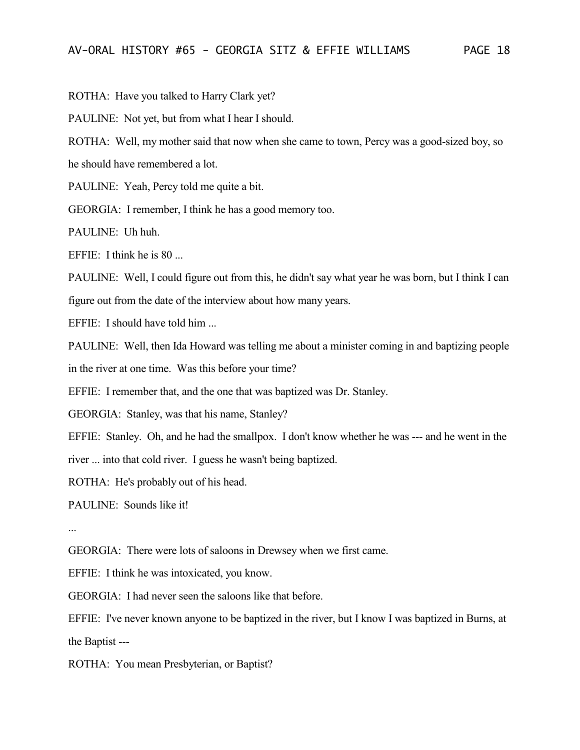ROTHA: Have you talked to Harry Clark yet?

PAULINE: Not yet, but from what I hear I should.

ROTHA: Well, my mother said that now when she came to town, Percy was a good-sized boy, so he should have remembered a lot.

PAULINE: Yeah, Percy told me quite a bit.

GEORGIA: I remember, I think he has a good memory too.

PAULINE: Uh huh.

EFFIE: I think he is 80 ...

PAULINE: Well, I could figure out from this, he didn't say what year he was born, but I think I can figure out from the date of the interview about how many years.

EFFIE: I should have told him ...

PAULINE: Well, then Ida Howard was telling me about a minister coming in and baptizing people in the river at one time. Was this before your time?

EFFIE: I remember that, and the one that was baptized was Dr. Stanley.

GEORGIA: Stanley, was that his name, Stanley?

EFFIE: Stanley. Oh, and he had the smallpox. I don't know whether he was --- and he went in the river ... into that cold river. I guess he wasn't being baptized.

ROTHA: He's probably out of his head.

PAULINE: Sounds like it!

...

GEORGIA: There were lots of saloons in Drewsey when we first came.

EFFIE: I think he was intoxicated, you know.

GEORGIA: I had never seen the saloons like that before.

EFFIE: I've never known anyone to be baptized in the river, but I know I was baptized in Burns, at the Baptist ---

ROTHA: You mean Presbyterian, or Baptist?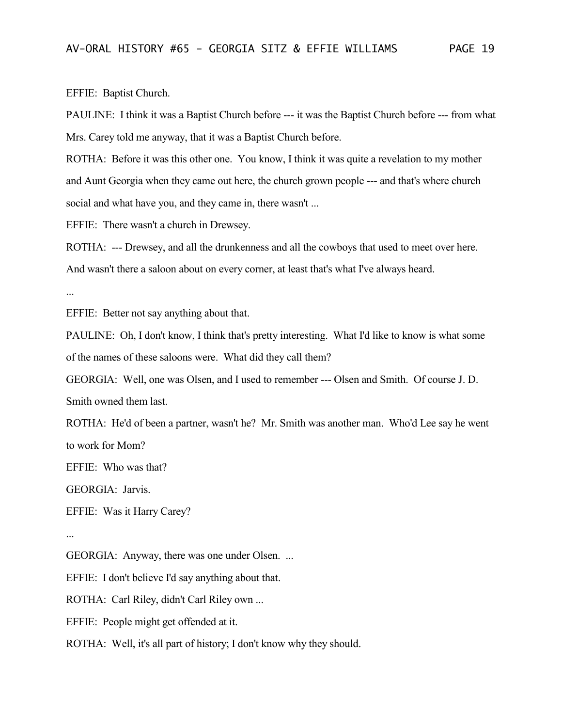EFFIE: Baptist Church.

PAULINE: I think it was a Baptist Church before --- it was the Baptist Church before --- from what Mrs. Carey told me anyway, that it was a Baptist Church before.

ROTHA: Before it was this other one. You know, I think it was quite a revelation to my mother and Aunt Georgia when they came out here, the church grown people --- and that's where church social and what have you, and they came in, there wasn't ...

EFFIE: There wasn't a church in Drewsey.

ROTHA: --- Drewsey, and all the drunkenness and all the cowboys that used to meet over here. And wasn't there a saloon about on every corner, at least that's what I've always heard.

...

EFFIE: Better not say anything about that.

PAULINE: Oh, I don't know, I think that's pretty interesting. What I'd like to know is what some of the names of these saloons were. What did they call them?

GEORGIA: Well, one was Olsen, and I used to remember --- Olsen and Smith. Of course J. D. Smith owned them last.

ROTHA: He'd of been a partner, wasn't he? Mr. Smith was another man. Who'd Lee say he went to work for Mom?

EFFIE: Who was that?

GEORGIA: Jarvis.

EFFIE: Was it Harry Carey?

...

GEORGIA: Anyway, there was one under Olsen. ...

EFFIE: I don't believe I'd say anything about that.

ROTHA: Carl Riley, didn't Carl Riley own ...

EFFIE: People might get offended at it.

ROTHA: Well, it's all part of history; I don't know why they should.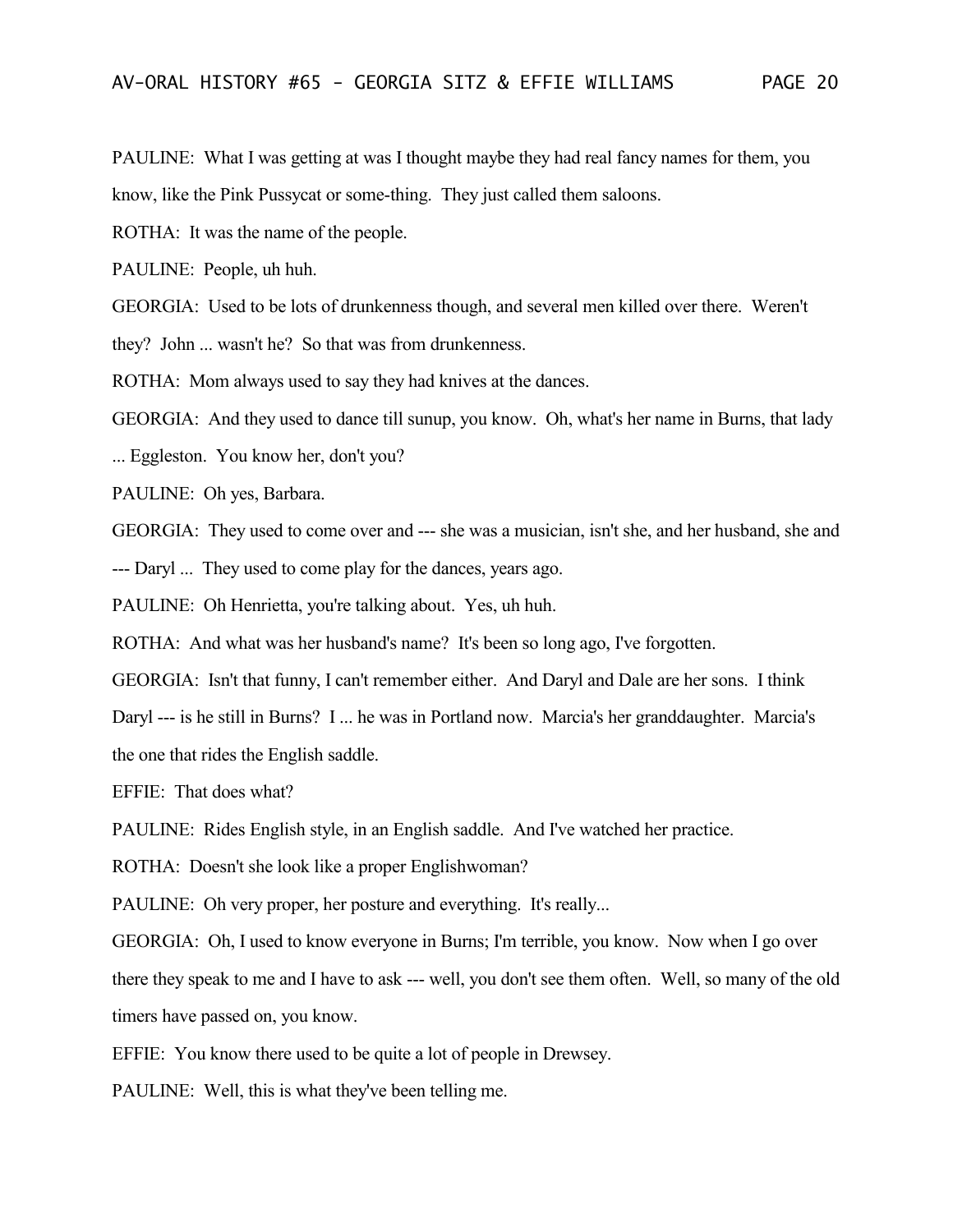PAULINE: What I was getting at was I thought maybe they had real fancy names for them, you know, like the Pink Pussycat or some-thing. They just called them saloons.

ROTHA: It was the name of the people.

PAULINE: People, uh huh.

GEORGIA: Used to be lots of drunkenness though, and several men killed over there. Weren't they? John ... wasn't he? So that was from drunkenness.

ROTHA: Mom always used to say they had knives at the dances.

GEORGIA: And they used to dance till sunup, you know. Oh, what's her name in Burns, that lady ... Eggleston. You know her, don't you?

PAULINE: Oh yes, Barbara.

GEORGIA: They used to come over and --- she was a musician, isn't she, and her husband, she and --- Daryl ... They used to come play for the dances, years ago.

PAULINE: Oh Henrietta, you're talking about. Yes, uh huh.

ROTHA: And what was her husband's name? It's been so long ago, I've forgotten.

GEORGIA: Isn't that funny, I can't remember either. And Daryl and Dale are her sons. I think Daryl --- is he still in Burns? I ... he was in Portland now. Marcia's her granddaughter. Marcia's the one that rides the English saddle.

EFFIE: That does what?

PAULINE: Rides English style, in an English saddle. And I've watched her practice.

ROTHA: Doesn't she look like a proper Englishwoman?

PAULINE: Oh very proper, her posture and everything. It's really...

GEORGIA: Oh, I used to know everyone in Burns; I'm terrible, you know. Now when I go over there they speak to me and I have to ask --- well, you don't see them often. Well, so many of the old timers have passed on, you know.

EFFIE: You know there used to be quite a lot of people in Drewsey.

PAULINE: Well, this is what they've been telling me.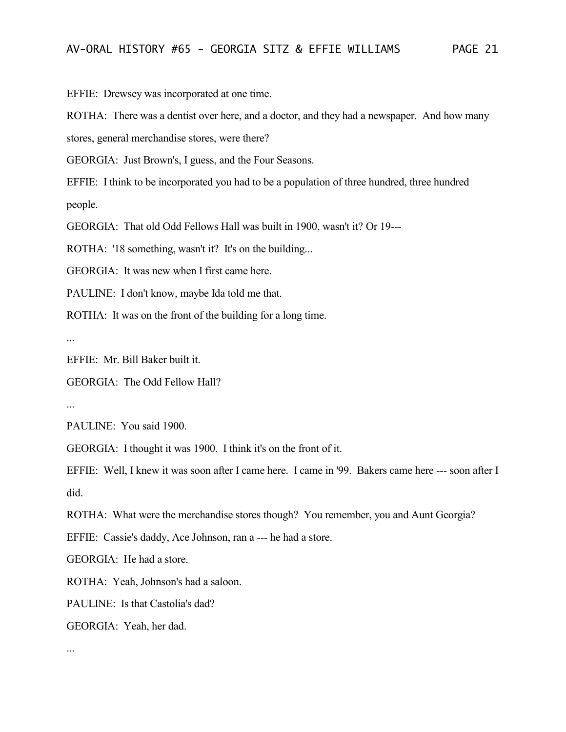EFFIE: Drewsey was incorporated at one time.

ROTHA: There was a dentist over here, and a doctor, and they had a newspaper. And how many stores, general merchandise stores, were there?

GEORGIA: Just Brown's, I guess, and the Four Seasons.

EFFIE: I think to be incorporated you had to be a population of three hundred, three hundred people.

GEORGIA: That old Odd Fellows Hall was built in 1900, wasn't it? Or 19---

ROTHA: '18 something, wasn't it? It's on the building...

GEORGIA: It was new when I first came here.

PAULINE: I don't know, maybe Ida told me that.

ROTHA: It was on the front of the building for a long time.

...

EFFIE: Mr. Bill Baker built it.

GEORGIA: The Odd Fellow Hall?

...

PAULINE: You said 1900.

GEORGIA: I thought it was 1900. I think it's on the front of it.

EFFIE: Well, I knew it was soon after I came here. I came in '99. Bakers came here --- soon after I did.

ROTHA: What were the merchandise stores though? You remember, you and Aunt Georgia?

EFFIE: Cassie's daddy, Ace Johnson, ran a --- he had a store.

GEORGIA: He had a store.

ROTHA: Yeah, Johnson's had a saloon.

PAULINE: Is that Castolia's dad?

GEORGIA: Yeah, her dad.

...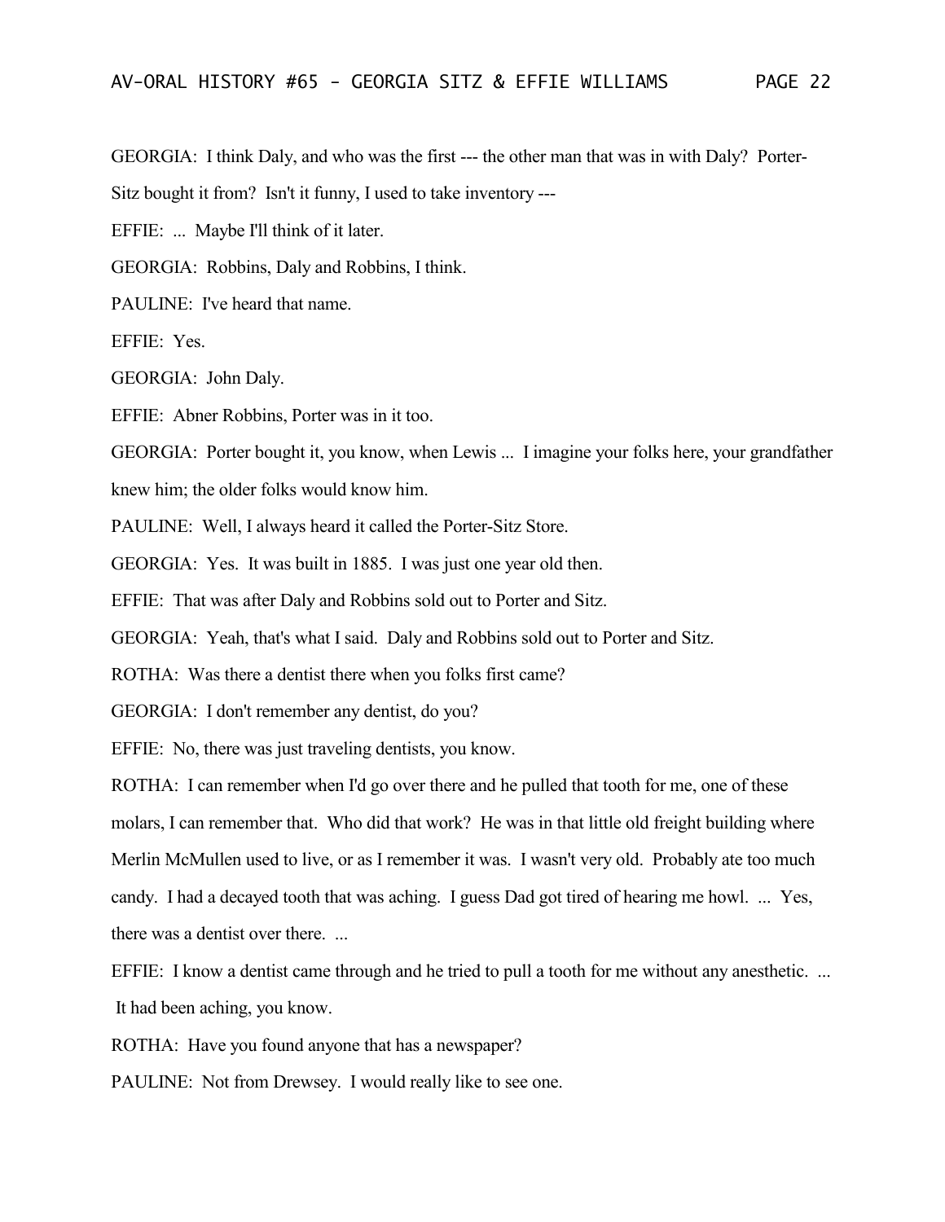GEORGIA: I think Daly, and who was the first --- the other man that was in with Daly? Porter-Sitz bought it from? Isn't it funny, I used to take inventory ---

EFFIE: ... Maybe I'll think of it later.

GEORGIA: Robbins, Daly and Robbins, I think.

PAULINE: I've heard that name.

EFFIE: Yes.

GEORGIA: John Daly.

EFFIE: Abner Robbins, Porter was in it too.

GEORGIA: Porter bought it, you know, when Lewis ... I imagine your folks here, your grandfather knew him; the older folks would know him.

PAULINE: Well, I always heard it called the Porter-Sitz Store.

GEORGIA: Yes. It was built in 1885. I was just one year old then.

EFFIE: That was after Daly and Robbins sold out to Porter and Sitz.

GEORGIA: Yeah, that's what I said. Daly and Robbins sold out to Porter and Sitz.

ROTHA: Was there a dentist there when you folks first came?

GEORGIA: I don't remember any dentist, do you?

EFFIE: No, there was just traveling dentists, you know.

ROTHA: I can remember when I'd go over there and he pulled that tooth for me, one of these molars, I can remember that. Who did that work? He was in that little old freight building where Merlin McMullen used to live, or as I remember it was. I wasn't very old. Probably ate too much candy. I had a decayed tooth that was aching. I guess Dad got tired of hearing me howl. ... Yes, there was a dentist over there. ...

EFFIE: I know a dentist came through and he tried to pull a tooth for me without any anesthetic. ... It had been aching, you know.

ROTHA: Have you found anyone that has a newspaper?

PAULINE: Not from Drewsey. I would really like to see one.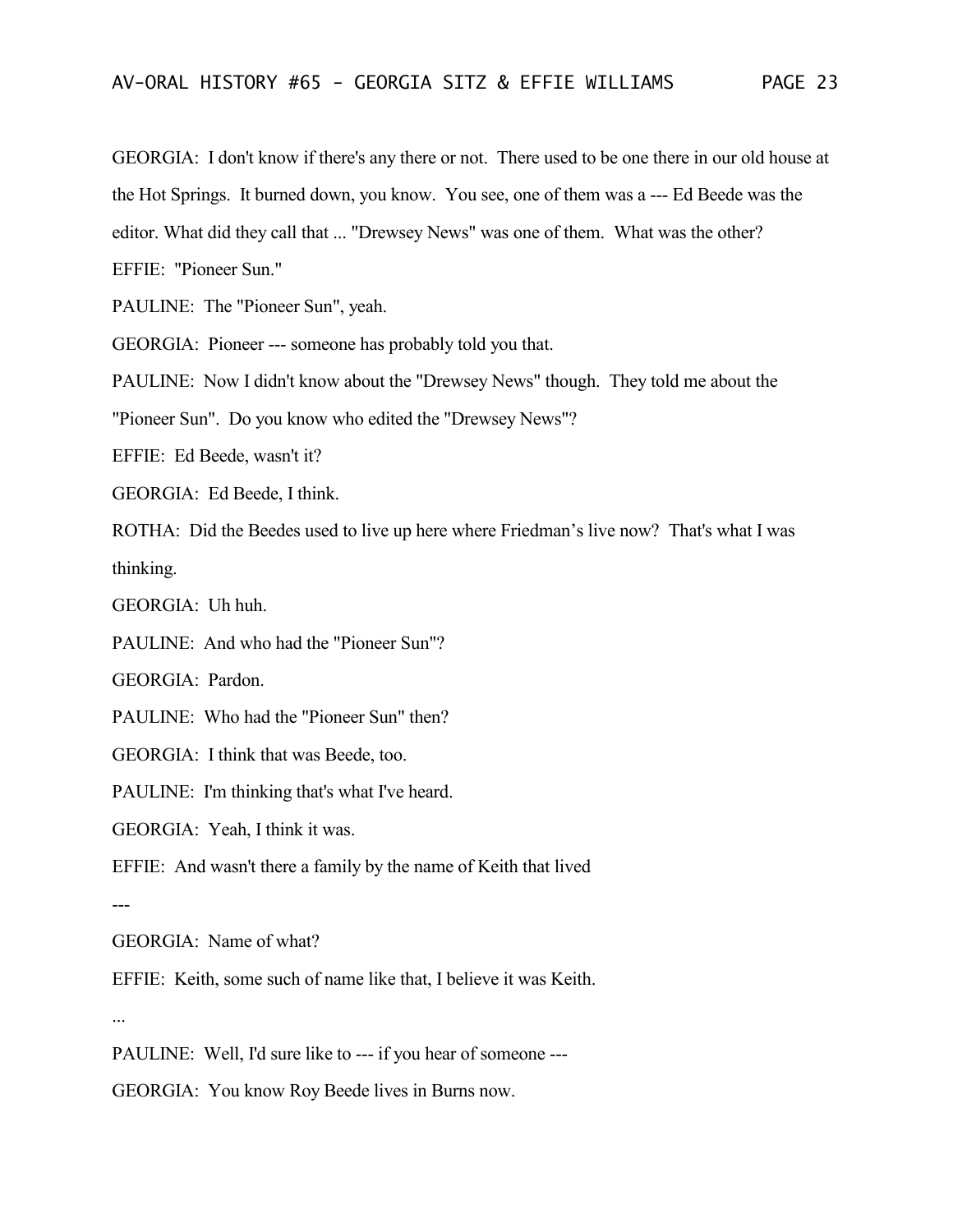GEORGIA: I don't know if there's any there or not. There used to be one there in our old house at the Hot Springs. It burned down, you know. You see, one of them was a --- Ed Beede was the editor. What did they call that ... "Drewsey News" was one of them. What was the other?

EFFIE: "Pioneer Sun."

PAULINE: The "Pioneer Sun", yeah.

GEORGIA: Pioneer --- someone has probably told you that.

PAULINE: Now I didn't know about the "Drewsey News" though. They told me about the "Pioneer Sun". Do you know who edited the "Drewsey News"?

EFFIE: Ed Beede, wasn't it?

GEORGIA: Ed Beede, I think.

ROTHA: Did the Beedes used to live up here where Friedman's live now? That's what I was thinking.

GEORGIA: Uh huh.

PAULINE: And who had the "Pioneer Sun"?

GEORGIA: Pardon.

PAULINE: Who had the "Pioneer Sun" then?

GEORGIA: I think that was Beede, too.

PAULINE: I'm thinking that's what I've heard.

GEORGIA: Yeah, I think it was.

EFFIE: And wasn't there a family by the name of Keith that lived

---

GEORGIA: Name of what?

EFFIE: Keith, some such of name like that, I believe it was Keith.

...

PAULINE: Well, I'd sure like to --- if you hear of someone ---

GEORGIA: You know Roy Beede lives in Burns now.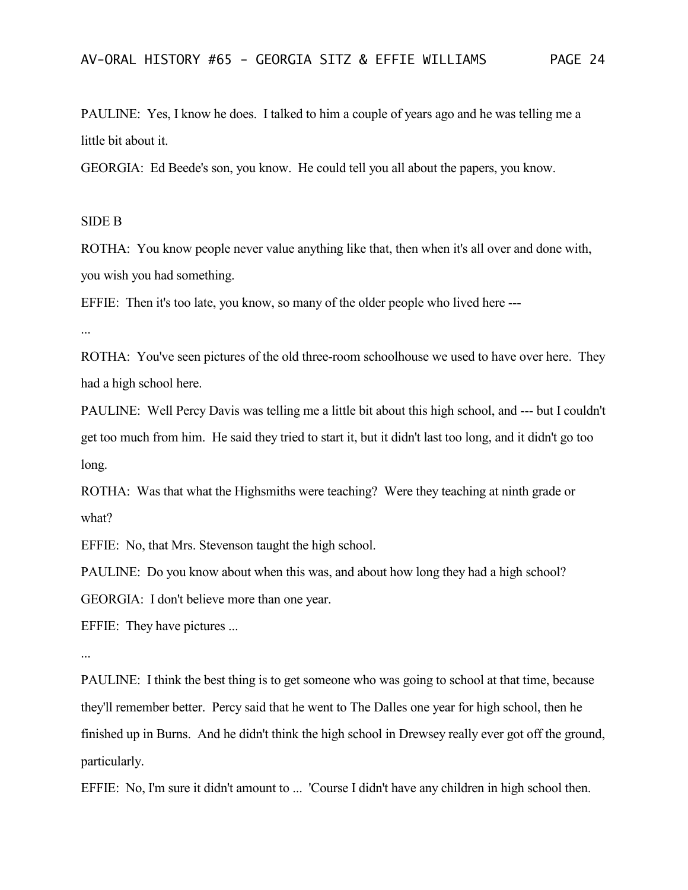PAULINE: Yes, I know he does. I talked to him a couple of years ago and he was telling me a little bit about it.

GEORGIA: Ed Beede's son, you know. He could tell you all about the papers, you know.

SIDE B

ROTHA: You know people never value anything like that, then when it's all over and done with, you wish you had something.

EFFIE: Then it's too late, you know, so many of the older people who lived here ---

...

ROTHA: You've seen pictures of the old three-room schoolhouse we used to have over here. They had a high school here.

PAULINE: Well Percy Davis was telling me a little bit about this high school, and --- but I couldn't get too much from him. He said they tried to start it, but it didn't last too long, and it didn't go too long.

ROTHA: Was that what the Highsmiths were teaching? Were they teaching at ninth grade or what?

EFFIE: No, that Mrs. Stevenson taught the high school.

PAULINE: Do you know about when this was, and about how long they had a high school?

GEORGIA: I don't believe more than one year.

EFFIE: They have pictures ...

...

PAULINE: I think the best thing is to get someone who was going to school at that time, because they'll remember better. Percy said that he went to The Dalles one year for high school, then he finished up in Burns. And he didn't think the high school in Drewsey really ever got off the ground, particularly.

EFFIE: No, I'm sure it didn't amount to ... 'Course I didn't have any children in high school then.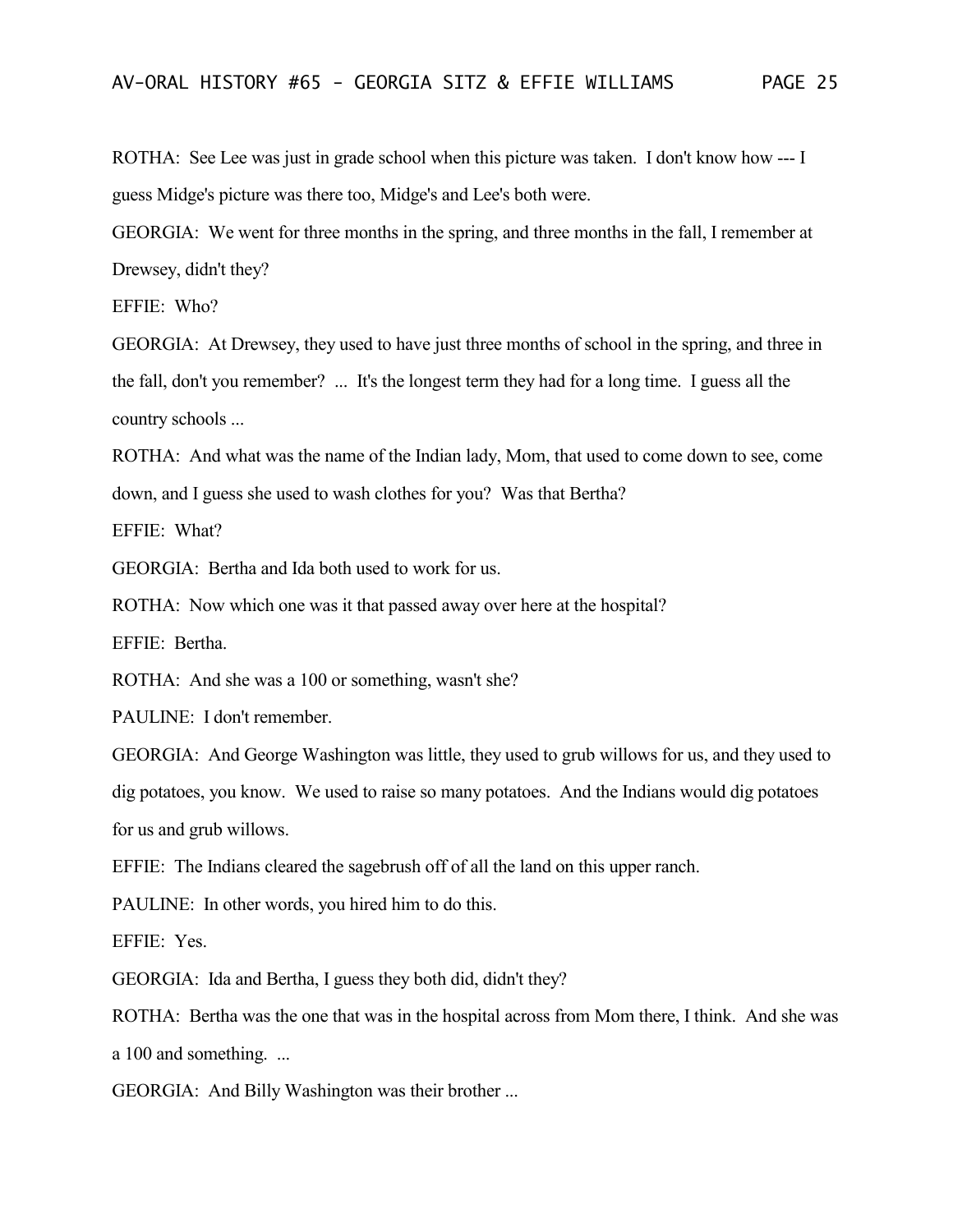ROTHA: See Lee was just in grade school when this picture was taken. I don't know how --- I guess Midge's picture was there too, Midge's and Lee's both were.

GEORGIA: We went for three months in the spring, and three months in the fall, I remember at Drewsey, didn't they?

EFFIE: Who?

GEORGIA: At Drewsey, they used to have just three months of school in the spring, and three in the fall, don't you remember? ... It's the longest term they had for a long time. I guess all the country schools ...

ROTHA: And what was the name of the Indian lady, Mom, that used to come down to see, come down, and I guess she used to wash clothes for you? Was that Bertha?

EFFIE: What?

GEORGIA: Bertha and Ida both used to work for us.

ROTHA: Now which one was it that passed away over here at the hospital?

EFFIE: Bertha.

ROTHA: And she was a 100 or something, wasn't she?

PAULINE: I don't remember.

GEORGIA: And George Washington was little, they used to grub willows for us, and they used to dig potatoes, you know. We used to raise so many potatoes. And the Indians would dig potatoes for us and grub willows.

EFFIE: The Indians cleared the sagebrush off of all the land on this upper ranch.

PAULINE: In other words, you hired him to do this.

EFFIE: Yes.

GEORGIA: Ida and Bertha, I guess they both did, didn't they?

ROTHA: Bertha was the one that was in the hospital across from Mom there, I think. And she was a 100 and something. ...

GEORGIA: And Billy Washington was their brother ...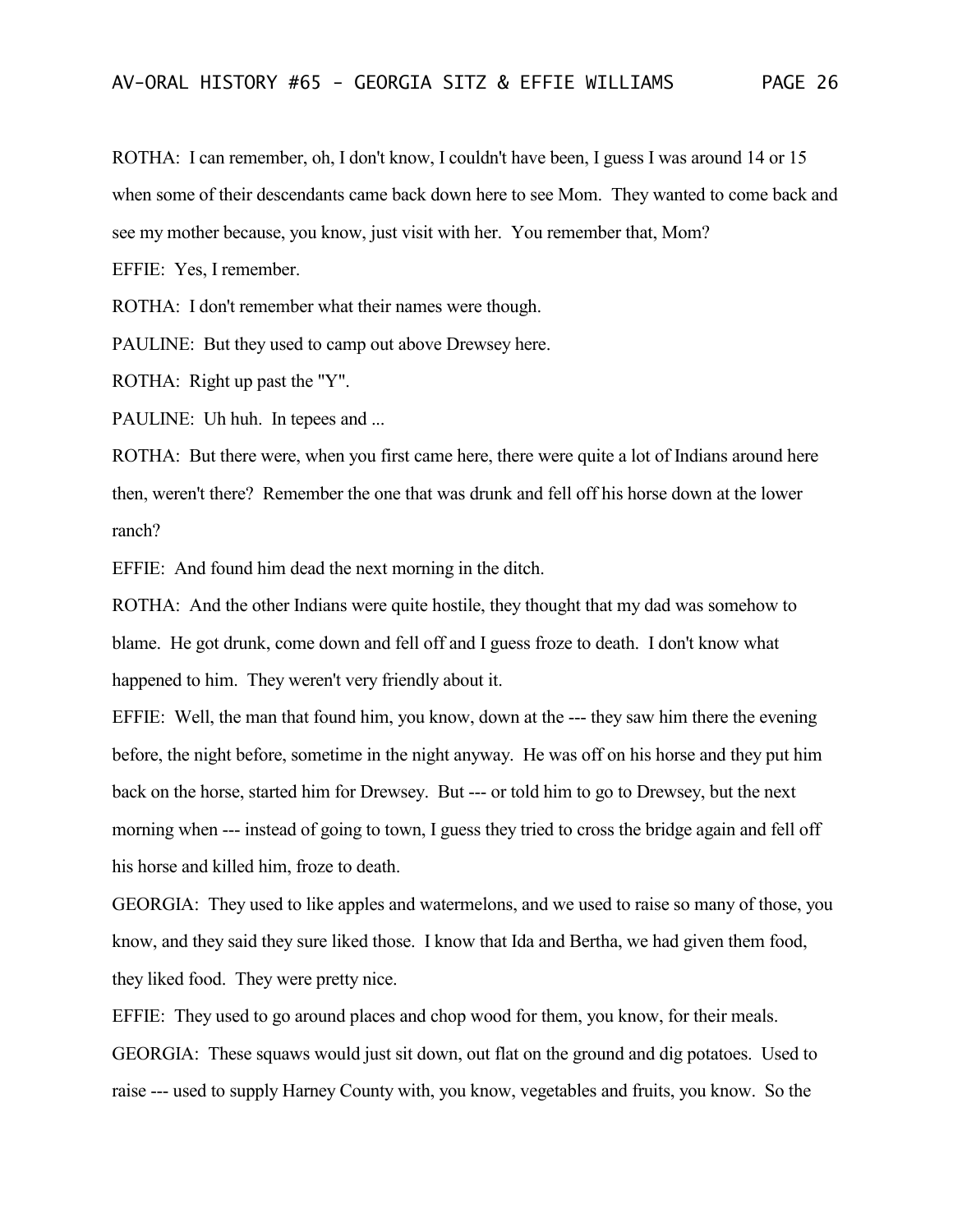ROTHA: I can remember, oh, I don't know, I couldn't have been, I guess I was around 14 or 15 when some of their descendants came back down here to see Mom. They wanted to come back and see my mother because, you know, just visit with her. You remember that, Mom?

EFFIE: Yes, I remember.

ROTHA: I don't remember what their names were though.

PAULINE: But they used to camp out above Drewsey here.

ROTHA: Right up past the "Y".

PAULINE: Uh huh. In tepees and ...

ROTHA: But there were, when you first came here, there were quite a lot of Indians around here then, weren't there? Remember the one that was drunk and fell off his horse down at the lower ranch?

EFFIE: And found him dead the next morning in the ditch.

ROTHA: And the other Indians were quite hostile, they thought that my dad was somehow to blame. He got drunk, come down and fell off and I guess froze to death. I don't know what happened to him. They weren't very friendly about it.

EFFIE: Well, the man that found him, you know, down at the --- they saw him there the evening before, the night before, sometime in the night anyway. He was off on his horse and they put him back on the horse, started him for Drewsey. But --- or told him to go to Drewsey, but the next morning when --- instead of going to town, I guess they tried to cross the bridge again and fell off his horse and killed him, froze to death.

GEORGIA: They used to like apples and watermelons, and we used to raise so many of those, you know, and they said they sure liked those. I know that Ida and Bertha, we had given them food, they liked food. They were pretty nice.

EFFIE: They used to go around places and chop wood for them, you know, for their meals.

GEORGIA: These squaws would just sit down, out flat on the ground and dig potatoes. Used to raise --- used to supply Harney County with, you know, vegetables and fruits, you know. So the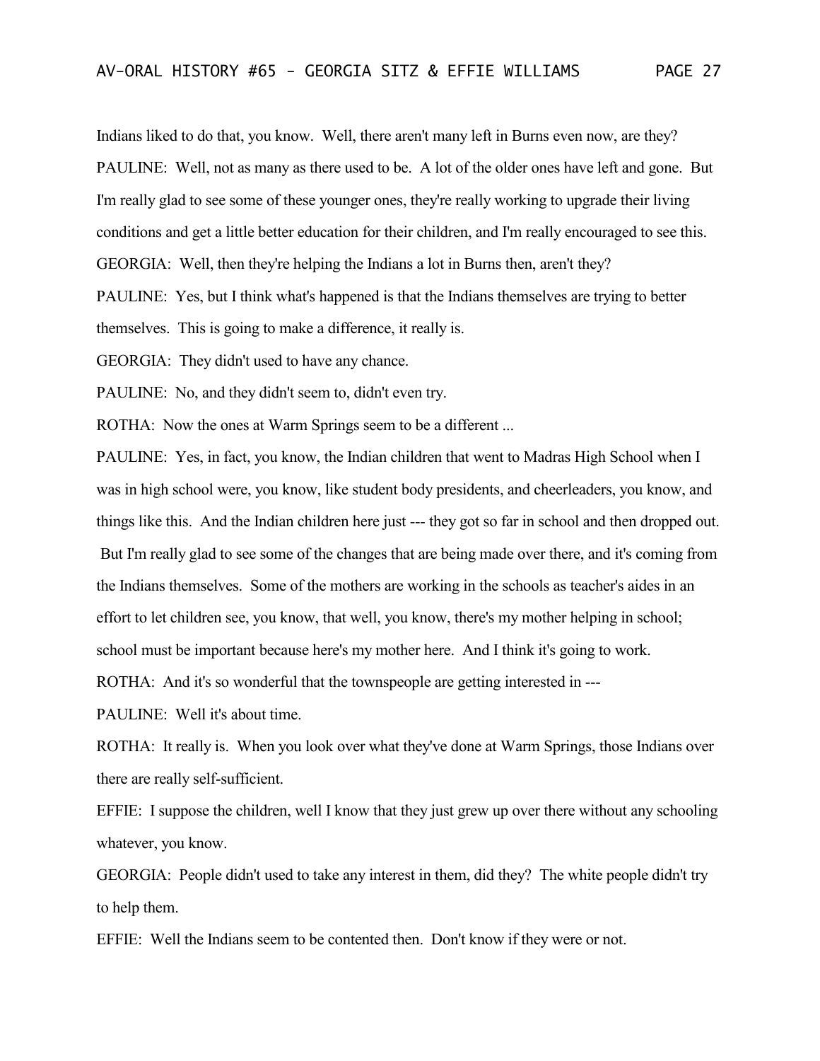Indians liked to do that, you know. Well, there aren't many left in Burns even now, are they?

PAULINE: Well, not as many as there used to be. A lot of the older ones have left and gone. But I'm really glad to see some of these younger ones, they're really working to upgrade their living conditions and get a little better education for their children, and I'm really encouraged to see this.

GEORGIA: Well, then they're helping the Indians a lot in Burns then, aren't they?

PAULINE: Yes, but I think what's happened is that the Indians themselves are trying to better themselves. This is going to make a difference, it really is.

GEORGIA: They didn't used to have any chance.

PAULINE: No, and they didn't seem to, didn't even try.

ROTHA: Now the ones at Warm Springs seem to be a different ...

PAULINE: Yes, in fact, you know, the Indian children that went to Madras High School when I was in high school were, you know, like student body presidents, and cheerleaders, you know, and things like this. And the Indian children here just --- they got so far in school and then dropped out. But I'm really glad to see some of the changes that are being made over there, and it's coming from the Indians themselves. Some of the mothers are working in the schools as teacher's aides in an effort to let children see, you know, that well, you know, there's my mother helping in school; school must be important because here's my mother here. And I think it's going to work.

ROTHA: And it's so wonderful that the townspeople are getting interested in ---

PAULINE: Well it's about time.

ROTHA: It really is. When you look over what they've done at Warm Springs, those Indians over there are really self-sufficient.

EFFIE: I suppose the children, well I know that they just grew up over there without any schooling whatever, you know.

GEORGIA: People didn't used to take any interest in them, did they? The white people didn't try to help them.

EFFIE: Well the Indians seem to be contented then. Don't know if they were or not.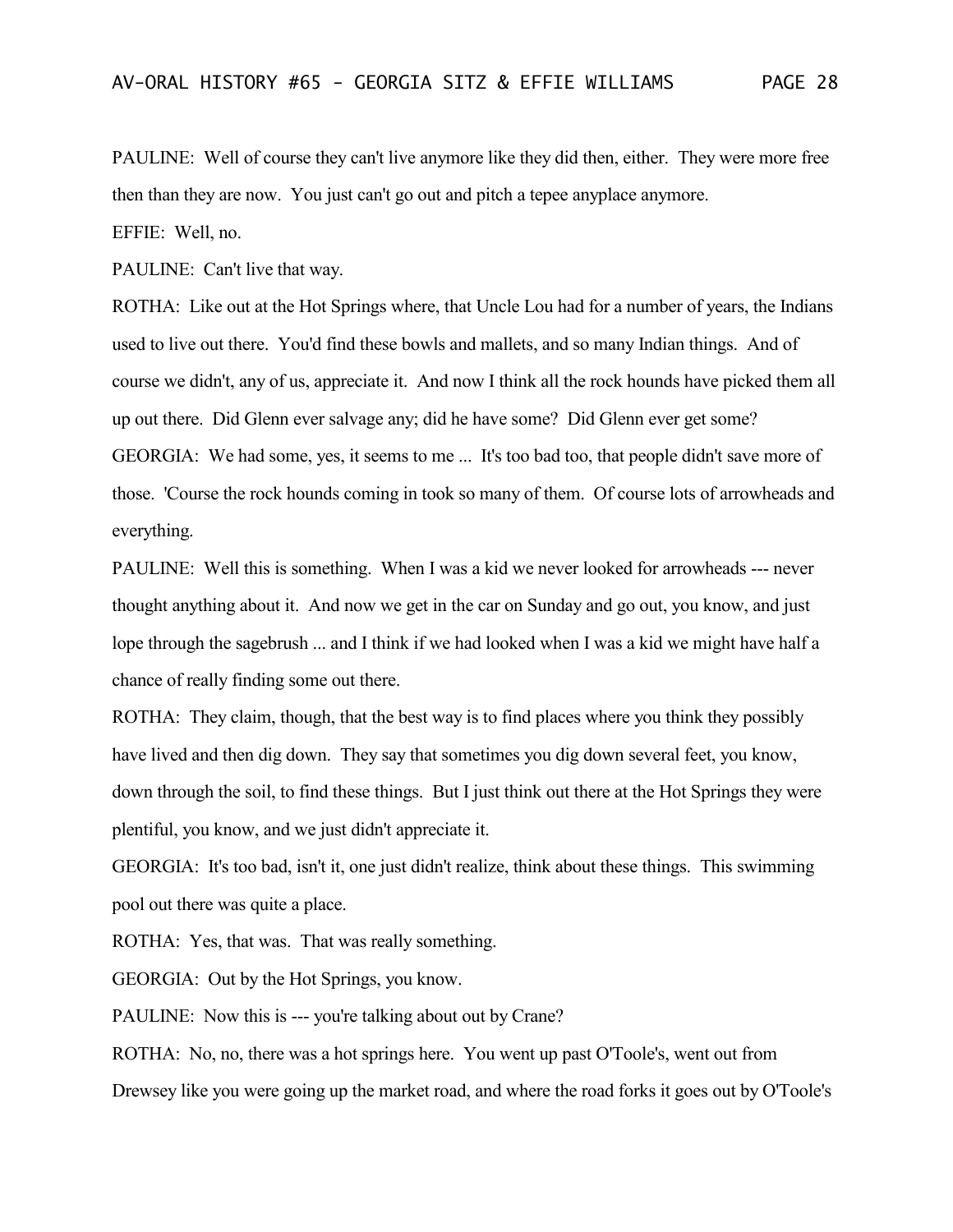PAULINE: Well of course they can't live anymore like they did then, either. They were more free then than they are now. You just can't go out and pitch a tepee anyplace anymore.

EFFIE: Well, no.

PAULINE: Can't live that way.

ROTHA: Like out at the Hot Springs where, that Uncle Lou had for a number of years, the Indians used to live out there. You'd find these bowls and mallets, and so many Indian things. And of course we didn't, any of us, appreciate it. And now I think all the rock hounds have picked them all up out there. Did Glenn ever salvage any; did he have some? Did Glenn ever get some?

GEORGIA: We had some, yes, it seems to me ... It's too bad too, that people didn't save more of those. 'Course the rock hounds coming in took so many of them. Of course lots of arrowheads and everything.

PAULINE: Well this is something. When I was a kid we never looked for arrowheads --- never thought anything about it. And now we get in the car on Sunday and go out, you know, and just lope through the sagebrush ... and I think if we had looked when I was a kid we might have half a chance of really finding some out there.

ROTHA: They claim, though, that the best way is to find places where you think they possibly have lived and then dig down. They say that sometimes you dig down several feet, you know, down through the soil, to find these things. But I just think out there at the Hot Springs they were plentiful, you know, and we just didn't appreciate it.

GEORGIA: It's too bad, isn't it, one just didn't realize, think about these things. This swimming pool out there was quite a place.

ROTHA: Yes, that was. That was really something.

GEORGIA: Out by the Hot Springs, you know.

PAULINE: Now this is --- you're talking about out by Crane?

ROTHA: No, no, there was a hot springs here. You went up past O'Toole's, went out from Drewsey like you were going up the market road, and where the road forks it goes out by O'Toole's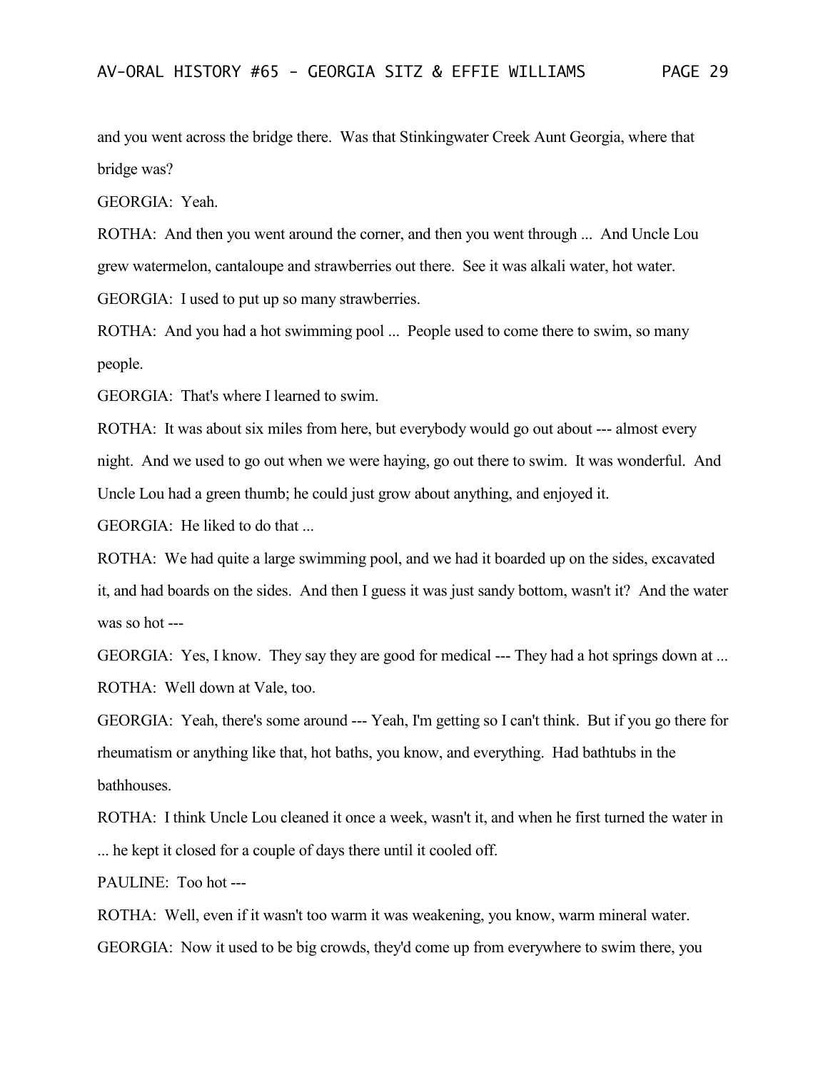and you went across the bridge there. Was that Stinkingwater Creek Aunt Georgia, where that bridge was?

GEORGIA: Yeah.

ROTHA: And then you went around the corner, and then you went through ... And Uncle Lou grew watermelon, cantaloupe and strawberries out there. See it was alkali water, hot water.

GEORGIA: I used to put up so many strawberries.

ROTHA: And you had a hot swimming pool ... People used to come there to swim, so many people.

GEORGIA: That's where I learned to swim.

ROTHA: It was about six miles from here, but everybody would go out about --- almost every night. And we used to go out when we were haying, go out there to swim. It was wonderful. And Uncle Lou had a green thumb; he could just grow about anything, and enjoyed it.

GEORGIA: He liked to do that ...

ROTHA: We had quite a large swimming pool, and we had it boarded up on the sides, excavated it, and had boards on the sides. And then I guess it was just sandy bottom, wasn't it? And the water was so hot ---

GEORGIA: Yes, I know. They say they are good for medical --- They had a hot springs down at ...

ROTHA: Well down at Vale, too.

GEORGIA: Yeah, there's some around --- Yeah, I'm getting so I can't think. But if you go there for rheumatism or anything like that, hot baths, you know, and everything. Had bathtubs in the bathhouses.

ROTHA: I think Uncle Lou cleaned it once a week, wasn't it, and when he first turned the water in ... he kept it closed for a couple of days there until it cooled off.

PAULINE: Too hot ---

ROTHA: Well, even if it wasn't too warm it was weakening, you know, warm mineral water.

GEORGIA: Now it used to be big crowds, they'd come up from everywhere to swim there, you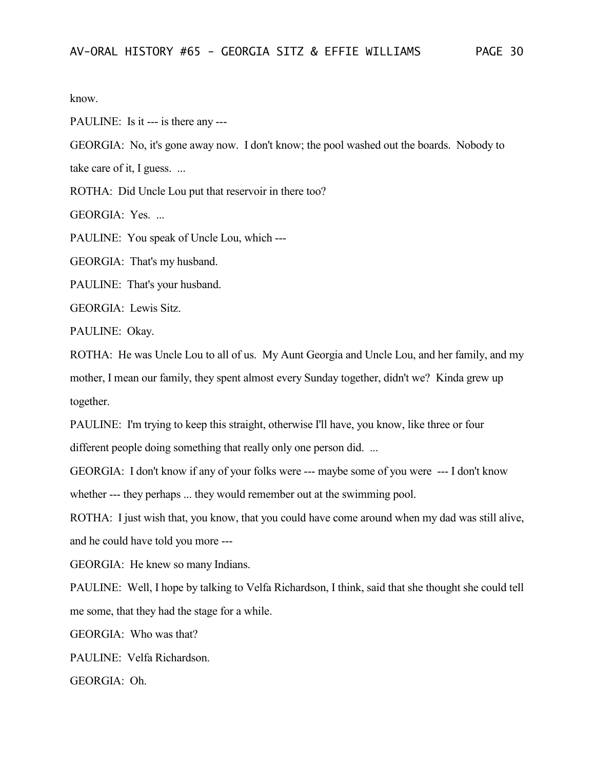know.

PAULINE: Is it --- is there any ---

GEORGIA: No, it's gone away now. I don't know; the pool washed out the boards. Nobody to take care of it, I guess. ...

ROTHA: Did Uncle Lou put that reservoir in there too?

GEORGIA: Yes. ...

PAULINE: You speak of Uncle Lou, which ---

GEORGIA: That's my husband.

PAULINE: That's your husband.

GEORGIA: Lewis Sitz.

PAULINE: Okay.

ROTHA: He was Uncle Lou to all of us. My Aunt Georgia and Uncle Lou, and her family, and my mother, I mean our family, they spent almost every Sunday together, didn't we? Kinda grew up together.

PAULINE: I'm trying to keep this straight, otherwise I'll have, you know, like three or four different people doing something that really only one person did. ...

GEORGIA: I don't know if any of your folks were --- maybe some of you were --- I don't know whether --- they perhaps ... they would remember out at the swimming pool.

ROTHA: I just wish that, you know, that you could have come around when my dad was still alive, and he could have told you more ---

GEORGIA: He knew so many Indians.

PAULINE: Well, I hope by talking to Velfa Richardson, I think, said that she thought she could tell me some, that they had the stage for a while.

GEORGIA: Who was that?

PAULINE: Velfa Richardson.

GEORGIA: Oh.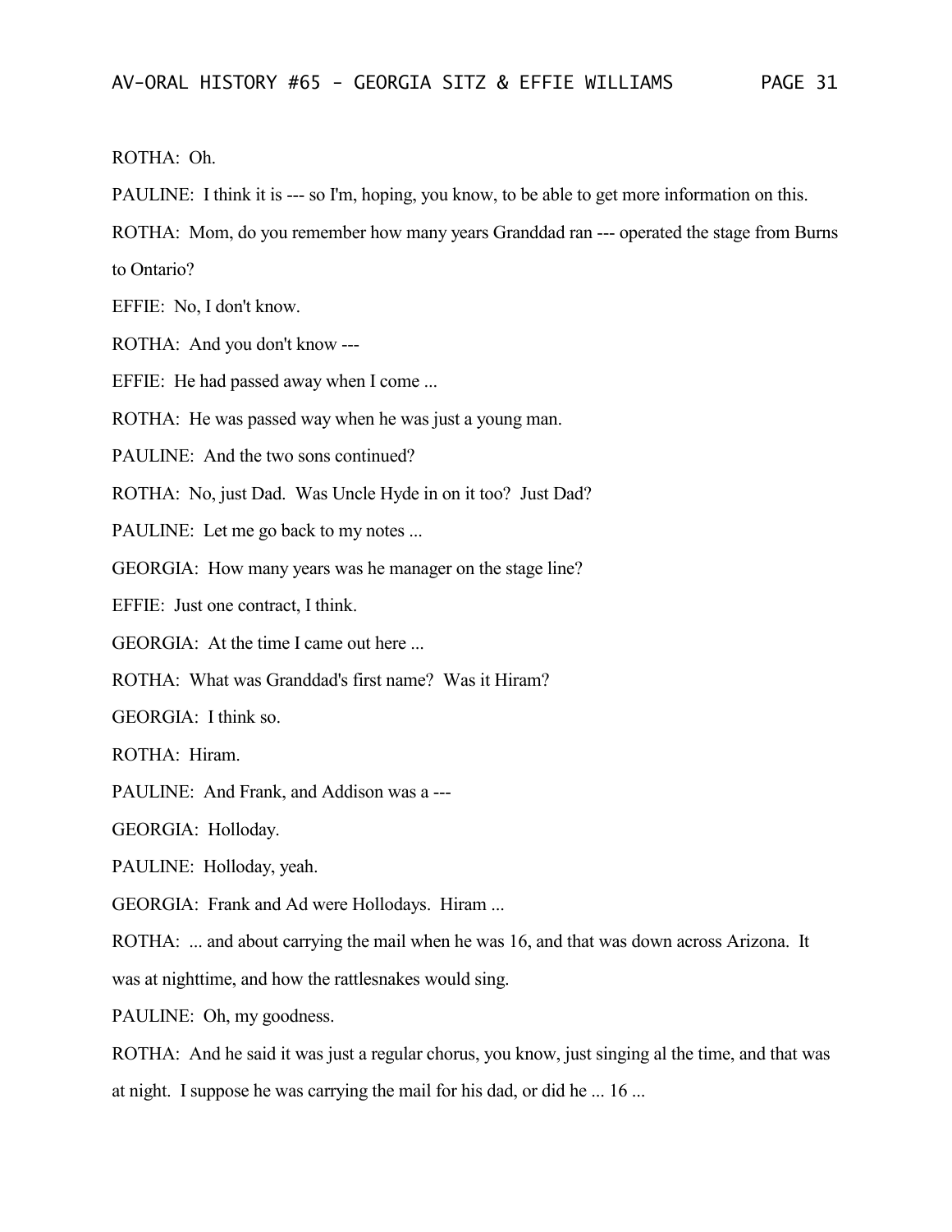ROTHA: Oh.

PAULINE: I think it is --- so I'm, hoping, you know, to be able to get more information on this.

ROTHA: Mom, do you remember how many years Granddad ran --- operated the stage from Burns to Ontario?

EFFIE: No, I don't know.

ROTHA: And you don't know ---

EFFIE: He had passed away when I come ...

ROTHA: He was passed way when he was just a young man.

PAULINE: And the two sons continued?

ROTHA: No, just Dad. Was Uncle Hyde in on it too? Just Dad?

PAULINE: Let me go back to my notes ...

GEORGIA: How many years was he manager on the stage line?

EFFIE: Just one contract, I think.

GEORGIA: At the time I came out here ...

ROTHA: What was Granddad's first name? Was it Hiram?

GEORGIA: I think so.

ROTHA: Hiram.

PAULINE: And Frank, and Addison was a ---

GEORGIA: Holloday.

PAULINE: Holloday, yeah.

GEORGIA: Frank and Ad were Hollodays. Hiram ...

ROTHA: ... and about carrying the mail when he was 16, and that was down across Arizona. It was at nighttime, and how the rattlesnakes would sing.

PAULINE: Oh, my goodness.

ROTHA: And he said it was just a regular chorus, you know, just singing al the time, and that was at night. I suppose he was carrying the mail for his dad, or did he ... 16 ...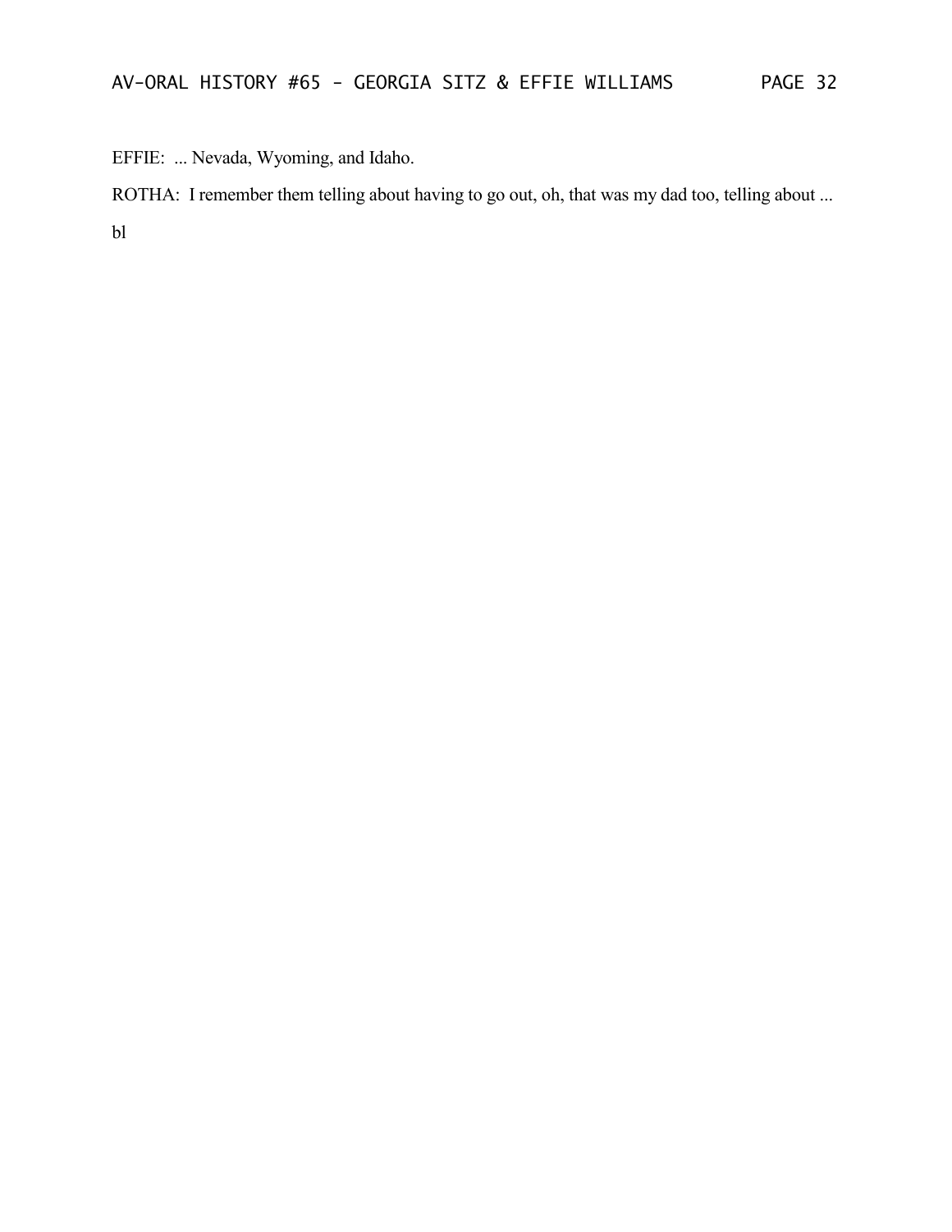EFFIE: ... Nevada, Wyoming, and Idaho.

ROTHA: I remember them telling about having to go out, oh, that was my dad too, telling about ...

bl